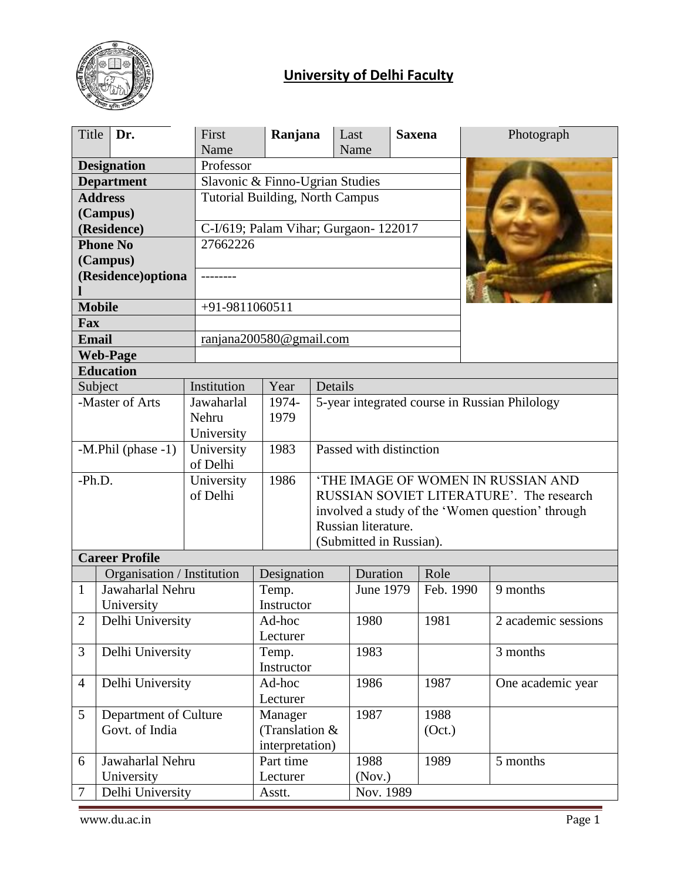# University of Delhi Faculty

| Title | Dr. | First Name | Ranjana | Last Name | Saxena | Photograph |
|---|---|---|---|---|---|---|
| **Designation** | | Professor | | | | |
| **Department** | | Slavonic & Finno-Ugrian Studies | | | | |
| **Address (Campus)** | | Tutorial Building, North Campus | | | | |
| **(Residence)** | | C-I/619; Palam Vihar; Gurgaon- 122017 | | | | |
| **Phone No (Campus)** | | 27662226 | | | | |
| **(Residence)optional** | | -------- | | | | |
| **Mobile** | | +91-9811060511 | | | | |
| **Fax** | | | | | | |
| **Email** | | ranjana200580@gmail.com | | | | |
| **Web-Page** | | | | | | |

**Education**

| Subject | Institution | Year | Details |
|---|---|---|---|
| -Master of Arts | Jawaharlal Nehru University | 1974-1979 | 5-year integrated course in Russian Philology |
| -M.Phil (phase -1) | University of Delhi | 1983 | Passed with distinction |
| -Ph.D. | University of Delhi | 1986 | 'THE IMAGE OF WOMEN IN RUSSIAN AND RUSSIAN SOVIET LITERATURE'. The research involved a study of the 'Women question' through Russian literature. (Submitted in Russian). |

**Career Profile**

| | Organisation / Institution | Designation | Duration | Role | |
|---|---|---|---|---|---|
| 1 | Jawaharlal Nehru University | Temp. Instructor | June 1979 | Feb. 1990 | 9 months |
| 2 | Delhi University | Ad-hoc Lecturer | 1980 | 1981 | 2 academic sessions |
| 3 | Delhi University | Temp. Instructor | 1983 | | 3 months |
| 4 | Delhi University | Ad-hoc Lecturer | 1986 | 1987 | One academic year |
| 5 | Department of Culture Govt. of India | Manager (Translation & interpretation) | 1987 | 1988 (Oct.) | |
| 6 | Jawaharlal Nehru University | Part time Lecturer | 1988 (Nov.) | 1989 | 5 months |
| 7 | Delhi University | Asstt. | Nov. 1989 | | |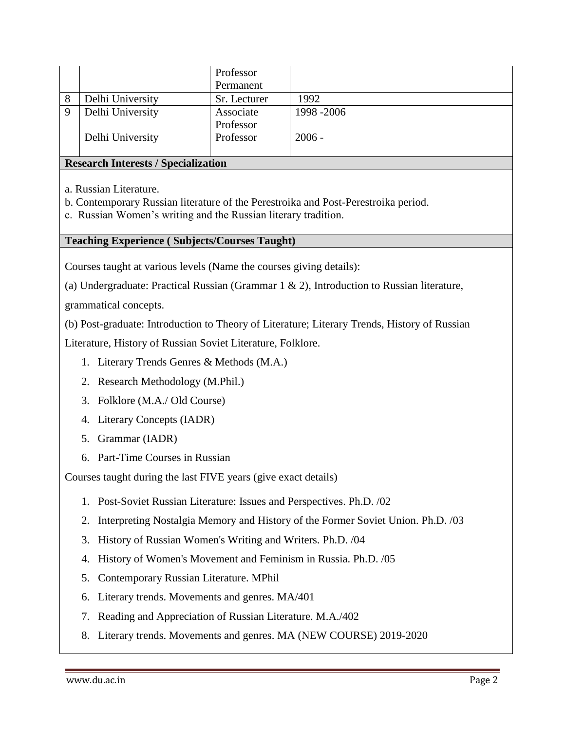|   |   |   |   |
|---|---|---|---|
|   |   | Professor Permanent |   |
| 8 | Delhi University | Sr. Lecturer | 1992 |
| 9 | Delhi University<br><br>Delhi University | Associate Professor<br>Professor | 1998 -2006<br><br>2006 - |

**Research Interests / Specialization**

a. Russian Literature.
b. Contemporary Russian literature of the Perestroika and Post-Perestroika period.
c. Russian Women's writing and the Russian literary tradition.

**Teaching Experience ( Subjects/Courses Taught)**

Courses taught at various levels (Name the courses giving details):

(a) Undergraduate: Practical Russian (Grammar 1 & 2), Introduction to Russian literature, grammatical concepts.

(b) Post-graduate: Introduction to Theory of Literature; Literary Trends, History of Russian Literature, History of Russian Soviet Literature, Folklore.

1. Literary Trends Genres & Methods (M.A.)
2. Research Methodology (M.Phil.)
3. Folklore (M.A./ Old Course)
4. Literary Concepts (IADR)
5. Grammar (IADR)
6. Part-Time Courses in Russian

Courses taught during the last FIVE years (give exact details)

1. Post-Soviet Russian Literature: Issues and Perspectives. Ph.D. /02
2. Interpreting Nostalgia Memory and History of the Former Soviet Union. Ph.D. /03
3. History of Russian Women's Writing and Writers. Ph.D. /04
4. History of Women's Movement and Feminism in Russia. Ph.D. /05
5. Contemporary Russian Literature. MPhil
6. Literary trends. Movements and genres. MA/401
7. Reading and Appreciation of Russian Literature. M.A./402
8. Literary trends. Movements and genres. MA (NEW COURSE) 2019-2020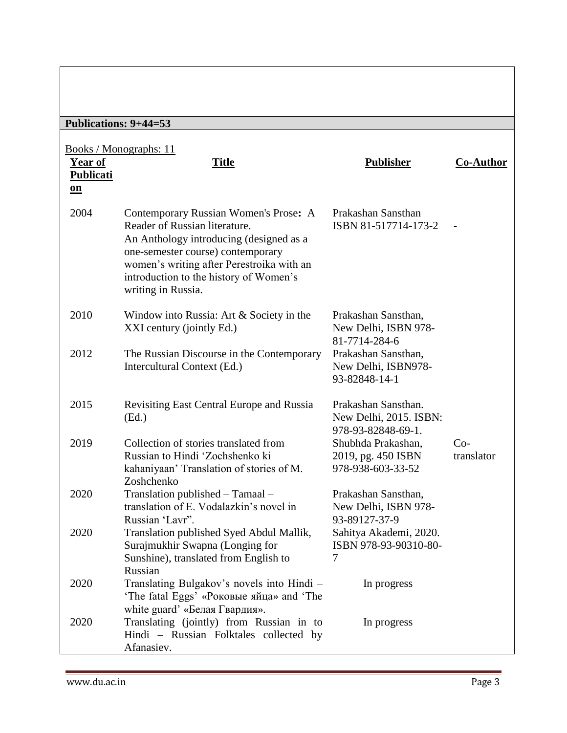**Publications: 9+44=53**

Books / Monographs: 11

| Year of Publication | Title | Publisher | Co-Author |
|---|---|---|---|
| 2004 | Contemporary Russian Women's Prose**:** A Reader of Russian literature. An Anthology introducing (designed as a one-semester course) contemporary women's writing after Perestroika with an introduction to the history of Women's writing in Russia. | Prakashan Sansthan ISBN 81-517714-173-2 | - |
| 2010 | Window into Russia: Art & Society in the XXI century (jointly Ed.) | Prakashan Sansthan, New Delhi, ISBN 978-81-7714-284-6 | |
| 2012 | The Russian Discourse in the Contemporary Intercultural Context (Ed.) | Prakashan Sansthan, New Delhi, ISBN978-93-82848-14-1 | |
| 2015 | Revisiting East Central Europe and Russia (Ed.) | Prakashan Sansthan. New Delhi, 2015. ISBN: 978-93-82848-69-1. | |
| 2019 | Collection of stories translated from Russian to Hindi 'Zochshenko ki kahaniyaan' Translation of stories of M. Zoshchenko | Shubhda Prakashan, 2019, pg. 450 ISBN 978-938-603-33-52 | Co-translator |
| 2020 | Translation published – Tamaal – translation of E. Vodalazkin's novel in Russian 'Lavr". | Prakashan Sansthan, New Delhi, ISBN 978-93-89127-37-9 | |
| 2020 | Translation published Syed Abdul Mallik, Surajmukhir Swapna (Longing for Sunshine), translated from English to Russian | Sahitya Akademi, 2020. ISBN 978-93-90310-80-7 | |
| 2020 | Translating Bulgakov's novels into Hindi – 'The fatal Eggs' «Роковые яйца» and 'The white guard' «Белая Гвардия». | In progress | |
| 2020 | Translating (jointly) from Russian in to Hindi – Russian Folktales collected by Afanasiev. | In progress | |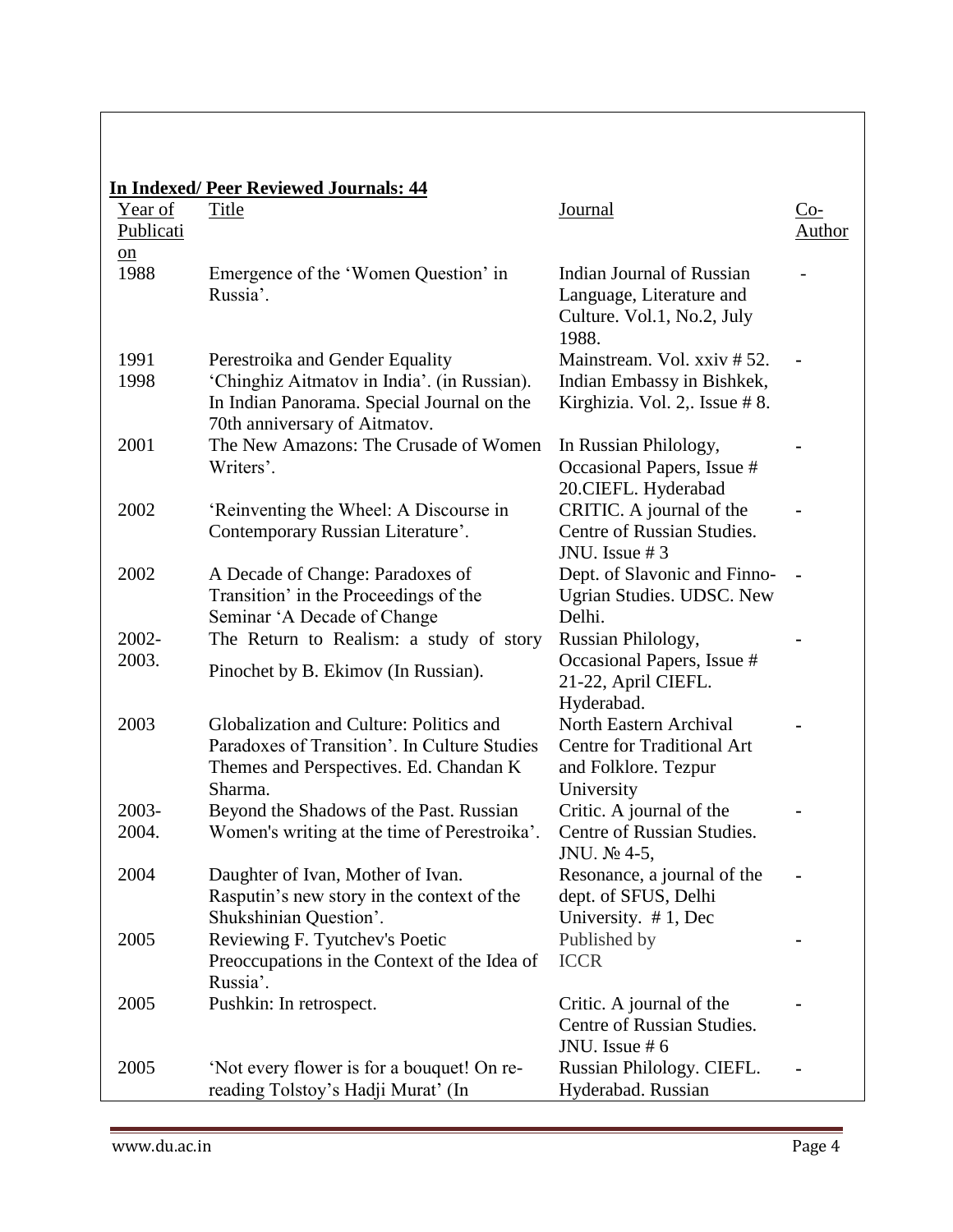**In Indexed/ Peer Reviewed Journals: 44**

| Year of Publication | Title | Journal | Co-Author |
|---|---|---|---|
| 1988 | Emergence of the 'Women Question' in Russia'. | Indian Journal of Russian Language, Literature and Culture. Vol.1, No.2, July 1988. | - |
| 1991 | Perestroika and Gender Equality | Mainstream. Vol. xxiv # 52. | - |
| 1998 | 'Chinghiz Aitmatov in India'. (in Russian). In Indian Panorama. Special Journal on the 70th anniversary of Aitmatov. | Indian Embassy in Bishkek, Kirghizia. Vol. 2,. Issue # 8. | |
| 2001 | The New Amazons: The Crusade of Women Writers'. | In Russian Philology, Occasional Papers, Issue # 20.CIEFL. Hyderabad | - |
| 2002 | 'Reinventing the Wheel: A Discourse in Contemporary Russian Literature'. | CRITIC. A journal of the Centre of Russian Studies. JNU. Issue # 3 | - |
| 2002 | A Decade of Change: Paradoxes of Transition' in the Proceedings of the Seminar 'A Decade of Change | Dept. of Slavonic and Finno-Ugrian Studies. UDSC. New Delhi. | - |
| 2002-2003. | The Return to Realism: a study of story Pinochet by B. Ekimov (In Russian). | Russian Philology, Occasional Papers, Issue # 21-22, April CIEFL. Hyderabad. | - |
| 2003 | Globalization and Culture: Politics and Paradoxes of Transition'. In Culture Studies Themes and Perspectives. Ed. Chandan K Sharma. | North Eastern Archival Centre for Traditional Art and Folklore. Tezpur University | - |
| 2003-2004. | Beyond the Shadows of the Past. Russian Women's writing at the time of Perestroika'. | Critic. A journal of the Centre of Russian Studies. JNU. № 4-5, | - |
| 2004 | Daughter of Ivan, Mother of Ivan. Rasputin's new story in the context of the Shukshinian Question'. | Resonance, a journal of the dept. of SFUS, Delhi University. # 1, Dec | - |
| 2005 | Reviewing F. Tyutchev's Poetic Preoccupations in the Context of the Idea of Russia'. | Published by ICCR | - |
| 2005 | Pushkin: In retrospect. | Critic. A journal of the Centre of Russian Studies. JNU. Issue # 6 | - |
| 2005 | 'Not every flower is for a bouquet! On re-reading Tolstoy's Hadji Murat' (In | Russian Philology. CIEFL. Hyderabad. Russian | - |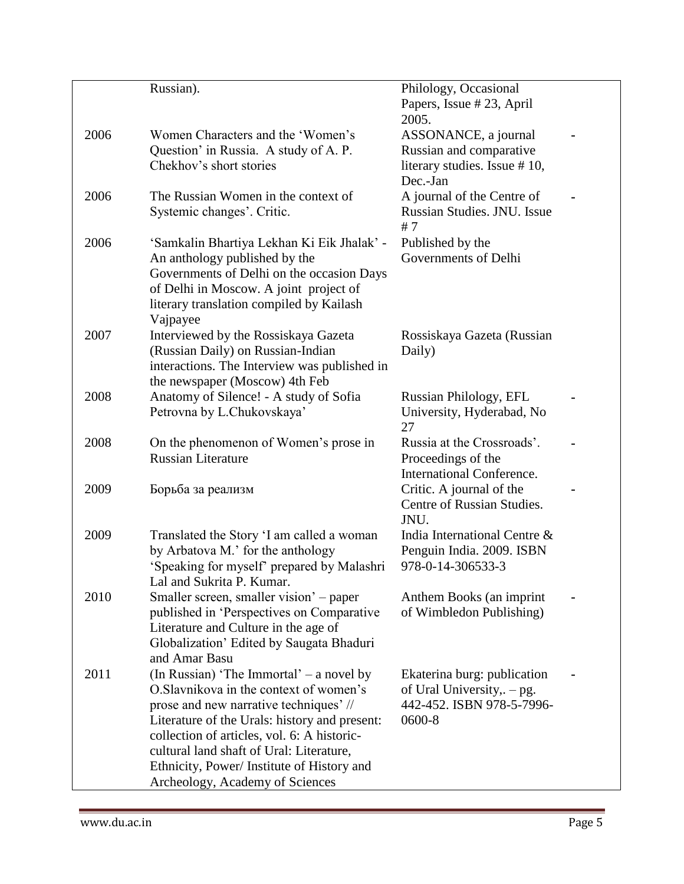|  |  |  |  |
|---|---|---|---|
|  | Russian). | Philology, Occasional Papers, Issue # 23, April 2005. |  |
| 2006 | Women Characters and the 'Women's Question' in Russia. A study of A. P. Chekhov's short stories | ASSONANCE, a journal Russian and comparative literary studies. Issue # 10, Dec.-Jan | - |
| 2006 | The Russian Women in the context of Systemic changes'. Critic. | A journal of the Centre of Russian Studies. JNU. Issue # 7 | - |
| 2006 | 'Samkalin Bhartiya Lekhan Ki Eik Jhalak' - An anthology published by the Governments of Delhi on the occasion Days of Delhi in Moscow. A joint project of literary translation compiled by Kailash Vajpayee | Published by the Governments of Delhi |  |
| 2007 | Interviewed by the Rossiskaya Gazeta (Russian Daily) on Russian-Indian interactions. The Interview was published in the newspaper (Moscow) 4th Feb | Rossiskaya Gazeta (Russian Daily) |  |
| 2008 | Anatomy of Silence! - A study of Sofia Petrovna by L.Chukovskaya' | Russian Philology, EFL University, Hyderabad, No 27 | - |
| 2008 | On the phenomenon of Women's prose in Russian Literature | Russia at the Crossroads'. Proceedings of the International Conference. | - |
| 2009 | Борьба за реализм | Critic. A journal of the Centre of Russian Studies. JNU. | - |
| 2009 | Translated the Story 'I am called a woman by Arbatova M.' for the anthology 'Speaking for myself' prepared by Malashri Lal and Sukrita P. Kumar. | India International Centre & Penguin India. 2009. ISBN 978-0-14-306533-3 |  |
| 2010 | Smaller screen, smaller vision' – paper published in 'Perspectives on Comparative Literature and Culture in the age of Globalization' Edited by Saugata Bhaduri and Amar Basu | Anthem Books (an imprint of Wimbledon Publishing) | - |
| 2011 | (In Russian) 'The Immortal' – a novel by O.Slavnikova in the context of women's prose and new narrative techniques' // Literature of the Urals: history and present: collection of articles, vol. 6: A historic-cultural land shaft of Ural: Literature, Ethnicity, Power/ Institute of History and Archeology, Academy of Sciences | Ekaterina burg: publication of Ural University,. – pg. 442-452. ISBN 978-5-7996-0600-8 | - |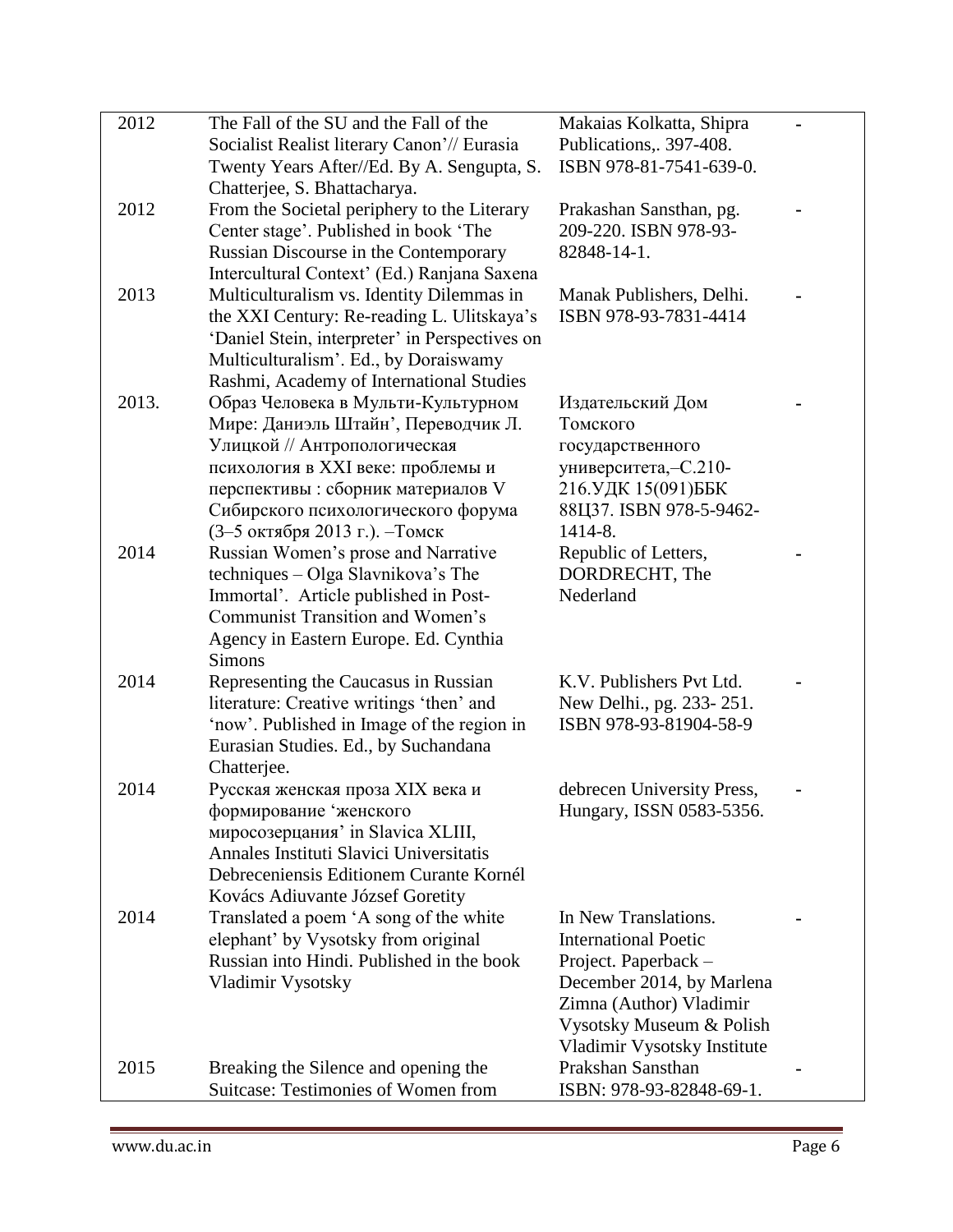| | | | |
|---|---|---|---|
| 2012 | The Fall of the SU and the Fall of the Socialist Realist literary Canon'// Eurasia Twenty Years After//Ed. By A. Sengupta, S. Chatterjee, S. Bhattacharya. | Makaias Kolkatta, Shipra Publications,. 397-408. ISBN 978-81-7541-639-0. | - |
| 2012 | From the Societal periphery to the Literary Center stage'. Published in book 'The Russian Discourse in the Contemporary Intercultural Context' (Ed.) Ranjana Saxena | Prakashan Sansthan, pg. 209-220. ISBN 978-93-82848-14-1. | - |
| 2013 | Multiculturalism vs. Identity Dilemmas in the XXI Century: Re-reading L. Ulitskaya's 'Daniel Stein, interpreter' in Perspectives on Multiculturalism'. Ed., by Doraiswamy Rashmi, Academy of International Studies | Manak Publishers, Delhi. ISBN 978-93-7831-4414 | - |
| 2013. | Образ Человека в Мульти-Культурном Мире: Даниэль Штайн', Переводчик Л. Улицкой // Антропологическая психология в XXI веке: проблемы и перспективы : сборник материалов V Сибирского психологического форума (3–5 октября 2013 г.). –Томск | Издательский Дом Томского государственного университета,–С.210-216.УДК 15(091)ББК 88Ц37. ISBN 978-5-9462-1414-8. | - |
| 2014 | Russian Women's prose and Narrative techniques – Olga Slavnikova's The Immortal'. Article published in Post-Communist Transition and Women's Agency in Eastern Europe. Ed. Cynthia Simons | Republic of Letters, DORDRECHT, The Nederland | - |
| 2014 | Representing the Caucasus in Russian literature: Creative writings 'then' and 'now'. Published in Image of the region in Eurasian Studies. Ed., by Suchandana Chatterjee. | K.V. Publishers Pvt Ltd. New Delhi., pg. 233- 251. ISBN 978-93-81904-58-9 | - |
| 2014 | Русская женская проза XIX века и формирование 'женского миросозерцания' in Slavica XLIII, Annales Instituti Slavici Universitatis Debreceniensis Editionem Curante Kornél Kovács Adiuvante József Goretity | debrecen University Press, Hungary, ISSN 0583-5356. | - |
| 2014 | Translated a poem 'A song of the white elephant' by Vysotsky from original Russian into Hindi. Published in the book Vladimir Vysotsky | In New Translations. International Poetic Project. Paperback – December 2014, by Marlena Zimna (Author) Vladimir Vysotsky Museum & Polish Vladimir Vysotsky Institute | - |
| 2015 | Breaking the Silence and opening the Suitcase: Testimonies of Women from | Prakshan Sansthan ISBN: 978-93-82848-69-1. | - |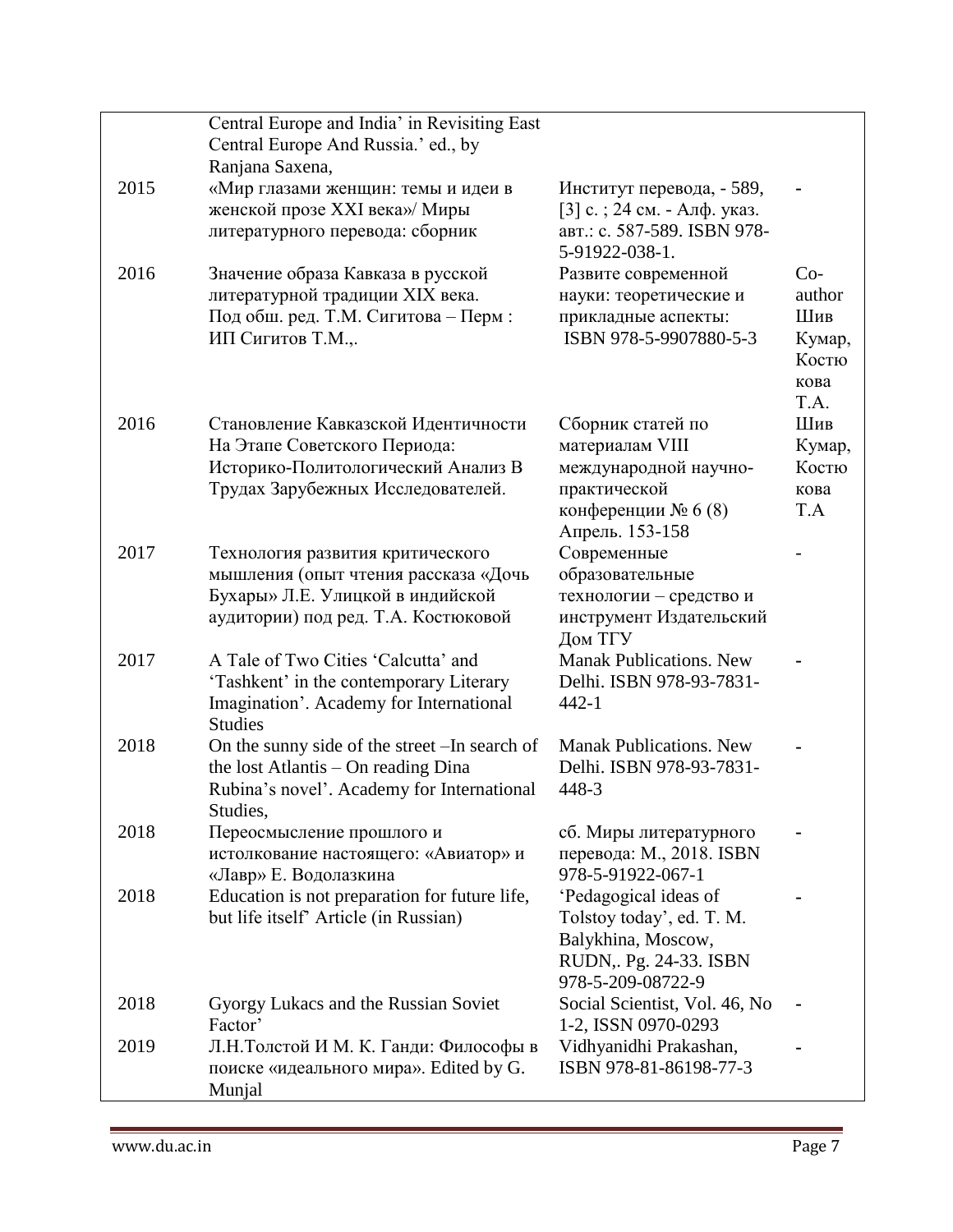| | | | |
|---|---|---|---|
| | Central Europe and India' in Revisiting East Central Europe And Russia.' ed., by Ranjana Saxena, | | |
| 2015 | «Мир глазами женщин: темы и идеи в женской прозе XXI века»/ Миры литературного перевода: сборник | Институт перевода, - 589, [3] с. ; 24 см. - Алф. указ. авт.: с. 587-589. ISBN 978-5-91922-038-1. | - |
| 2016 | Значение образа Кавказа в русской литературной традиции XIX века. Под общ. ред. Т.М. Сигитова – Перм : ИП Сигитов Т.М.,. | Развите современной науки: теоретические и прикладные аспекты: ISBN 978-5-9907880-5-3 | Co-author Шив Кумар, Костюкова Т.А. |
| 2016 | Становление Кавказской Идентичности На Этапе Советского Периода: Историко-Политологический Анализ В Трудах Зарубежных Исследователей. | Сборник статей по материалам VIII международной научно-практической конференции № 6 (8) Апрель. 153-158 | Шив Кумар, Костюкова Т.А |
| 2017 | Технология развития критического мышления (опыт чтения рассказа «Дочь Бухары» Л.Е. Улицкой в индийской аудитории) под ред. Т.А. Костюковой | Современные образовательные технологии – средство и инструмент Издательский Дом ТГУ | - |
| 2017 | A Tale of Two Cities 'Calcutta' and 'Tashkent' in the contemporary Literary Imagination'. Academy for International Studies | Manak Publications. New Delhi. ISBN 978-93-7831-442-1 | - |
| 2018 | On the sunny side of the street –In search of the lost Atlantis – On reading Dina Rubina's novel'. Academy for International Studies, | Manak Publications. New Delhi. ISBN 978-93-7831-448-3 | - |
| 2018 | Переосмысление прошлого и истолкование настоящего: «Авиатор» и «Лавр» Е. Водолазкина | сб. Миры литературного перевода: М., 2018. ISBN 978-5-91922-067-1 | - |
| 2018 | Education is not preparation for future life, but life itself' Article (in Russian) | 'Pedagogical ideas of Tolstoy today', ed. T. M. Balykhina, Moscow, RUDN,. Pg. 24-33. ISBN 978-5-209-08722-9 | - |
| 2018 | Gyorgy Lukacs and the Russian Soviet Factor' | Social Scientist, Vol. 46, No 1-2, ISSN 0970-0293 | - |
| 2019 | Л.Н.Толстой И М. К. Ганди: Философы в поиске «идеального мира». Edited by G. Munjal | Vidhyanidhi Prakashan, ISBN 978-81-86198-77-3 | - |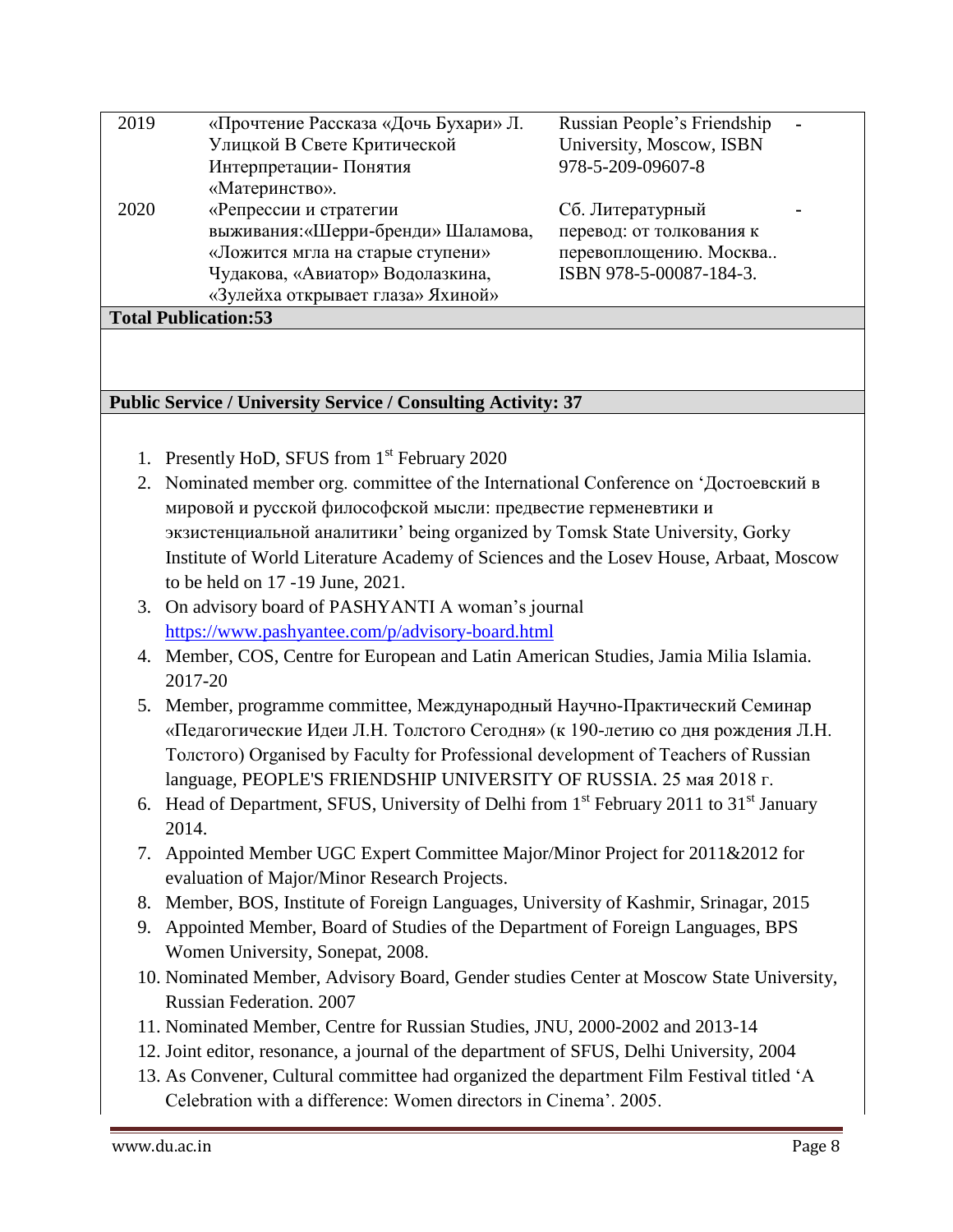| 2019 | «Прочтение Рассказа «Дочь Бухари» Л. Улицкой В Свете Критической Интерпретации- Понятия «Материнство». | Russian People's Friendship University, Moscow, ISBN 978-5-209-09607-8 | - |
|---|---|---|---|
| 2020 | «Репрессии и стратегии выживания:«Шерри-бренди» Шаламова, «Ложится мгла на старые ступени» Чудакова, «Авиатор» Водолазкина, «Зулейха открывает глаза» Яхиной» | Сб. Литературный перевод: от толкования к перевоплощению. Москва.. ISBN 978-5-00087-184-3. | - |

**Total Publication:53**

**Public Service / University Service / Consulting Activity: 37**

1. Presently HoD, SFUS from 1st February 2020
2. Nominated member org. committee of the International Conference on 'Достоевский в мировой и русской философской мысли: предвестие герменевтики и экзистенциальной аналитики' being organized by Tomsk State University, Gorky Institute of World Literature Academy of Sciences and the Losev House, Arbaat, Moscow to be held on 17 -19 June, 2021.
3. On advisory board of PASHYANTI A woman's journal https://www.pashyantee.com/p/advisory-board.html
4. Member, COS, Centre for European and Latin American Studies, Jamia Milia Islamia. 2017-20
5. Member, programme committee, Международный Научно-Практический Семинар «Педагогические Идеи Л.Н. Толстого Сегодня» (к 190-летию со дня рождения Л.Н. Толстого) Organised by Faculty for Professional development of Teachers of Russian language, PEOPLE'S FRIENDSHIP UNIVERSITY OF RUSSIA. 25 мая 2018 г.
6. Head of Department, SFUS, University of Delhi from 1st February 2011 to 31st January 2014.
7. Appointed Member UGC Expert Committee Major/Minor Project for 2011&2012 for evaluation of Major/Minor Research Projects.
8. Member, BOS, Institute of Foreign Languages, University of Kashmir, Srinagar, 2015
9. Appointed Member, Board of Studies of the Department of Foreign Languages, BPS Women University, Sonepat, 2008.
10. Nominated Member, Advisory Board, Gender studies Center at Moscow State University, Russian Federation. 2007
11. Nominated Member, Centre for Russian Studies, JNU, 2000-2002 and 2013-14
12. Joint editor, resonance, a journal of the department of SFUS, Delhi University, 2004
13. As Convener, Cultural committee had organized the department Film Festival titled 'A Celebration with a difference: Women directors in Cinema'. 2005.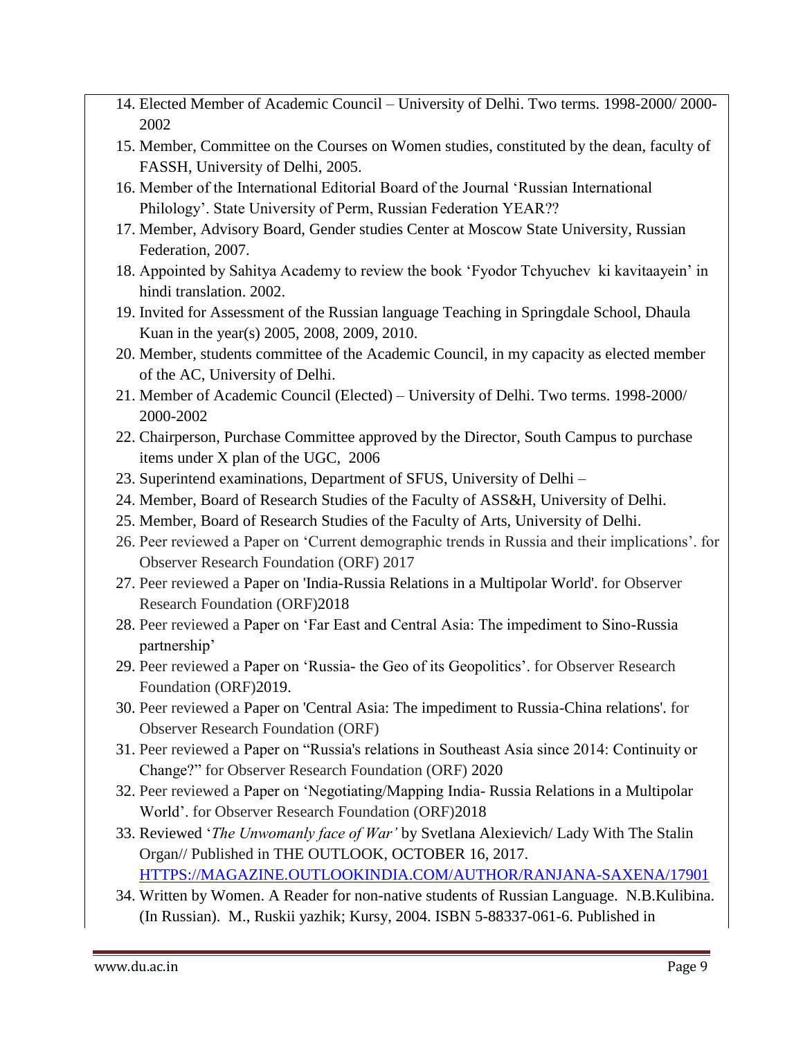14. Elected Member of Academic Council – University of Delhi. Two terms. 1998-2000/ 2000-2002
15. Member, Committee on the Courses on Women studies, constituted by the dean, faculty of FASSH, University of Delhi, 2005.
16. Member of the International Editorial Board of the Journal 'Russian International Philology'. State University of Perm, Russian Federation YEAR??
17. Member, Advisory Board, Gender studies Center at Moscow State University, Russian Federation, 2007.
18. Appointed by Sahitya Academy to review the book 'Fyodor Tchyuchev ki kavitaayein' in hindi translation. 2002.
19. Invited for Assessment of the Russian language Teaching in Springdale School, Dhaula Kuan in the year(s) 2005, 2008, 2009, 2010.
20. Member, students committee of the Academic Council, in my capacity as elected member of the AC, University of Delhi.
21. Member of Academic Council (Elected) – University of Delhi. Two terms. 1998-2000/ 2000-2002
22. Chairperson, Purchase Committee approved by the Director, South Campus to purchase items under X plan of the UGC, 2006
23. Superintend examinations, Department of SFUS, University of Delhi –
24. Member, Board of Research Studies of the Faculty of ASS&H, University of Delhi.
25. Member, Board of Research Studies of the Faculty of Arts, University of Delhi.
26. Peer reviewed a Paper on 'Current demographic trends in Russia and their implications'. for Observer Research Foundation (ORF) 2017
27. Peer reviewed a Paper on 'India-Russia Relations in a Multipolar World'. for Observer Research Foundation (ORF)2018
28. Peer reviewed a Paper on 'Far East and Central Asia: The impediment to Sino-Russia partnership'
29. Peer reviewed a Paper on 'Russia- the Geo of its Geopolitics'. for Observer Research Foundation (ORF)2019.
30. Peer reviewed a Paper on 'Central Asia: The impediment to Russia-China relations'. for Observer Research Foundation (ORF)
31. Peer reviewed a Paper on "Russia's relations in Southeast Asia since 2014: Continuity or Change?" for Observer Research Foundation (ORF) 2020
32. Peer reviewed a Paper on 'Negotiating/Mapping India- Russia Relations in a Multipolar World'. for Observer Research Foundation (ORF)2018
33. Reviewed '*The Unwomanly face of War'* by Svetlana Alexievich/ Lady With The Stalin Organ// Published in THE OUTLOOK, OCTOBER 16, 2017. [HTTPS://MAGAZINE.OUTLOOKINDIA.COM/AUTHOR/RANJANA-SAXENA/17901](HTTPS://MAGAZINE.OUTLOOKINDIA.COM/AUTHOR/RANJANA-SAXENA/17901)
34. Written by Women. A Reader for non-native students of Russian Language. N.B.Kulibina. (In Russian). M., Ruskii yazhik; Kursy, 2004. ISBN 5-88337-061-6. Published in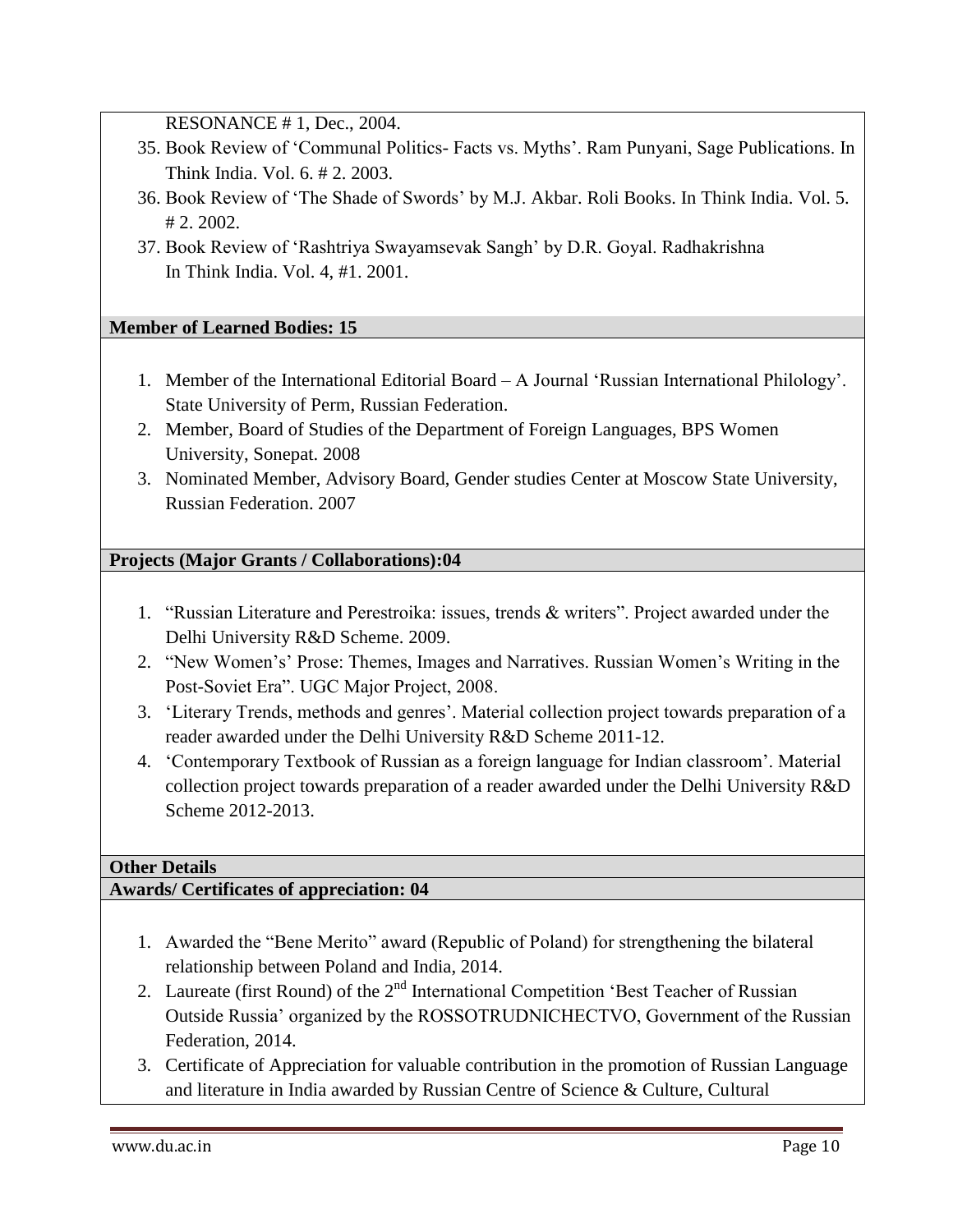RESONANCE # 1, Dec., 2004.

35. Book Review of 'Communal Politics- Facts vs. Myths'. Ram Punyani, Sage Publications. In Think India. Vol. 6. # 2. 2003.
36. Book Review of 'The Shade of Swords' by M.J. Akbar. Roli Books. In Think India. Vol. 5. # 2. 2002.
37. Book Review of 'Rashtriya Swayamsevak Sangh' by D.R. Goyal. Radhakrishna In Think India. Vol. 4, #1. 2001.

**Member of Learned Bodies: 15**

1. Member of the International Editorial Board – A Journal 'Russian International Philology'. State University of Perm, Russian Federation.
2. Member, Board of Studies of the Department of Foreign Languages, BPS Women University, Sonepat. 2008
3. Nominated Member, Advisory Board, Gender studies Center at Moscow State University, Russian Federation. 2007

**Projects (Major Grants / Collaborations):04**

1. "Russian Literature and Perestroika: issues, trends & writers". Project awarded under the Delhi University R&D Scheme. 2009.
2. "New Women's' Prose: Themes, Images and Narratives. Russian Women's Writing in the Post-Soviet Era". UGC Major Project, 2008.
3. 'Literary Trends, methods and genres'. Material collection project towards preparation of a reader awarded under the Delhi University R&D Scheme 2011-12.
4. 'Contemporary Textbook of Russian as a foreign language for Indian classroom'. Material collection project towards preparation of a reader awarded under the Delhi University R&D Scheme 2012-2013.

**Other Details**

**Awards/ Certificates of appreciation: 04**

1. Awarded the "Bene Merito" award (Republic of Poland) for strengthening the bilateral relationship between Poland and India, 2014.
2. Laureate (first Round) of the 2nd International Competition 'Best Teacher of Russian Outside Russia' organized by the ROSSOTRUDNICHECTVO, Government of the Russian Federation, 2014.
3. Certificate of Appreciation for valuable contribution in the promotion of Russian Language and literature in India awarded by Russian Centre of Science & Culture, Cultural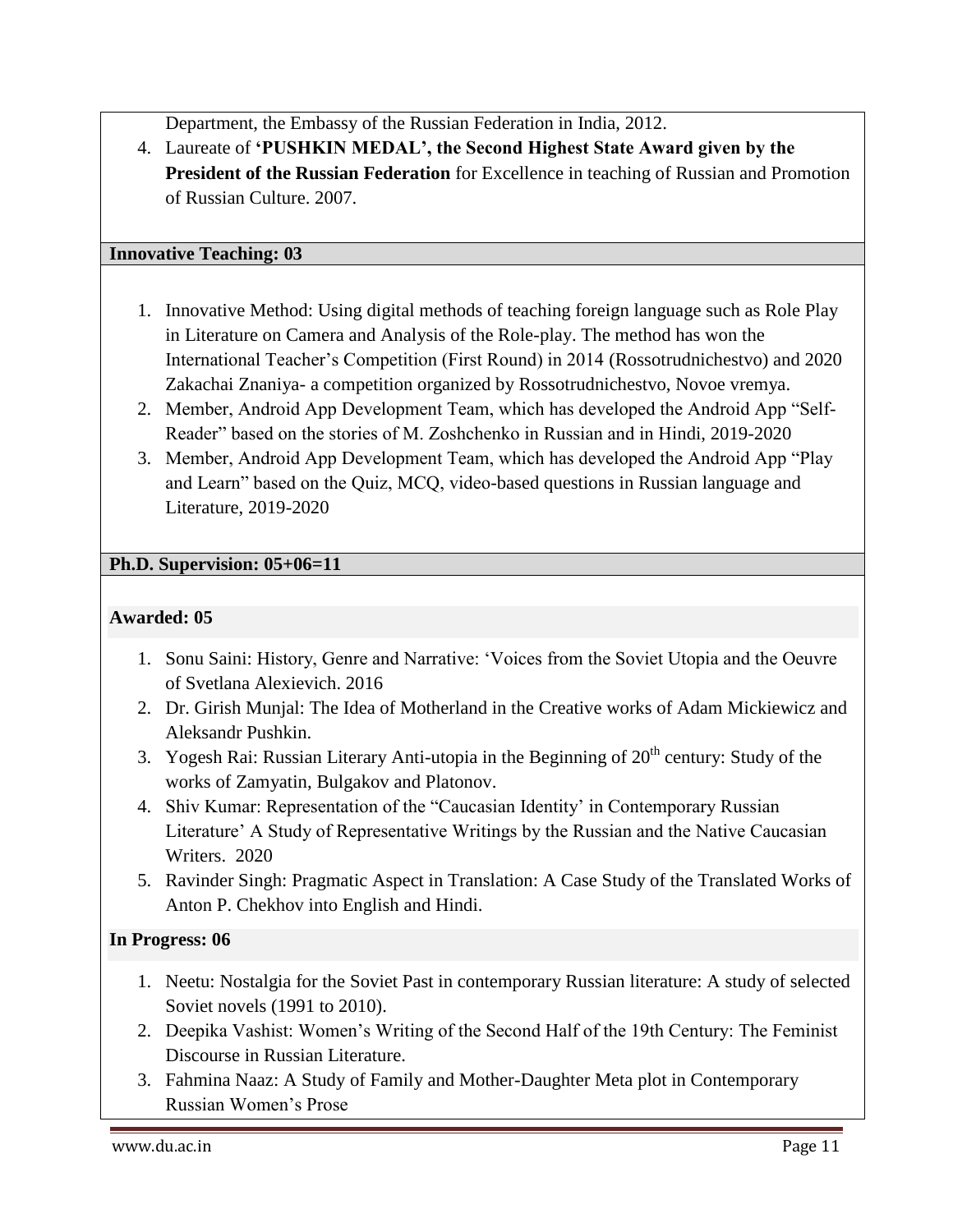Department, the Embassy of the Russian Federation in India, 2012.

4. Laureate of **'PUSHKIN MEDAL', the Second Highest State Award given by the President of the Russian Federation** for Excellence in teaching of Russian and Promotion of Russian Culture. 2007.

**Innovative Teaching: 03**

1. Innovative Method: Using digital methods of teaching foreign language such as Role Play in Literature on Camera and Analysis of the Role-play. The method has won the International Teacher's Competition (First Round) in 2014 (Rossotrudnichestvo) and 2020 Zakachai Znaniya- a competition organized by Rossotrudnichestvo, Novoe vremya.
2. Member, Android App Development Team, which has developed the Android App "Self-Reader" based on the stories of M. Zoshchenko in Russian and in Hindi, 2019-2020
3. Member, Android App Development Team, which has developed the Android App "Play and Learn" based on the Quiz, MCQ, video-based questions in Russian language and Literature, 2019-2020

**Ph.D. Supervision: 05+06=11**

**Awarded: 05**

1. Sonu Saini: History, Genre and Narrative: 'Voices from the Soviet Utopia and the Oeuvre of Svetlana Alexievich. 2016
2. Dr. Girish Munjal: The Idea of Motherland in the Creative works of Adam Mickiewicz and Aleksandr Pushkin.
3. Yogesh Rai: Russian Literary Anti-utopia in the Beginning of 20th century: Study of the works of Zamyatin, Bulgakov and Platonov.
4. Shiv Kumar: Representation of the "Caucasian Identity' in Contemporary Russian Literature' A Study of Representative Writings by the Russian and the Native Caucasian Writers. 2020
5. Ravinder Singh: Pragmatic Aspect in Translation: A Case Study of the Translated Works of Anton P. Chekhov into English and Hindi.

**In Progress: 06**

1. Neetu: Nostalgia for the Soviet Past in contemporary Russian literature: A study of selected Soviet novels (1991 to 2010).
2. Deepika Vashist: Women's Writing of the Second Half of the 19th Century: The Feminist Discourse in Russian Literature.
3. Fahmina Naaz: A Study of Family and Mother-Daughter Meta plot in Contemporary Russian Women's Prose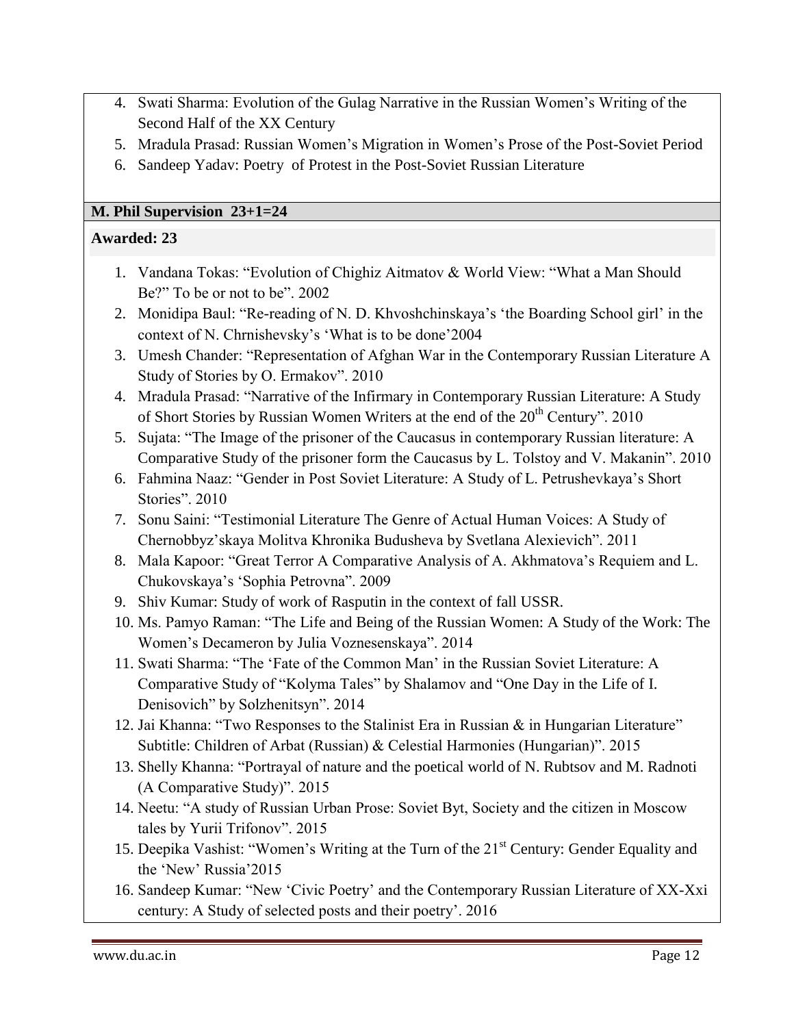4. Swati Sharma: Evolution of the Gulag Narrative in the Russian Women's Writing of the Second Half of the XX Century
5. Mradula Prasad: Russian Women's Migration in Women's Prose of the Post-Soviet Period
6. Sandeep Yadav: Poetry of Protest in the Post-Soviet Russian Literature

**M. Phil Supervision 23+1=24**

**Awarded: 23**

1. Vandana Tokas: "Evolution of Chighiz Aitmatov & World View: "What a Man Should Be?" To be or not to be". 2002
2. Monidipa Baul: "Re-reading of N. D. Khvoshchinskaya's 'the Boarding School girl' in the context of N. Chrnishevsky's 'What is to be done'2004
3. Umesh Chander: "Representation of Afghan War in the Contemporary Russian Literature A Study of Stories by O. Ermakov". 2010
4. Mradula Prasad: "Narrative of the Infirmary in Contemporary Russian Literature: A Study of Short Stories by Russian Women Writers at the end of the 20th Century". 2010
5. Sujata: "The Image of the prisoner of the Caucasus in contemporary Russian literature: A Comparative Study of the prisoner form the Caucasus by L. Tolstoy and V. Makanin". 2010
6. Fahmina Naaz: "Gender in Post Soviet Literature: A Study of L. Petrushevkaya's Short Stories". 2010
7. Sonu Saini: "Testimonial Literature The Genre of Actual Human Voices: A Study of Chernobbyz'skaya Molitva Khronika Budusheva by Svetlana Alexievich". 2011
8. Mala Kapoor: "Great Terror A Comparative Analysis of A. Akhmatova's Requiem and L. Chukovskaya's 'Sophia Petrovna". 2009
9. Shiv Kumar: Study of work of Rasputin in the context of fall USSR.
10. Ms. Pamyo Raman: "The Life and Being of the Russian Women: A Study of the Work: The Women's Decameron by Julia Voznesenskaya". 2014
11. Swati Sharma: "The 'Fate of the Common Man' in the Russian Soviet Literature: A Comparative Study of "Kolyma Tales" by Shalamov and "One Day in the Life of I. Denisovich" by Solzhenitsyn". 2014
12. Jai Khanna: "Two Responses to the Stalinist Era in Russian & in Hungarian Literature" Subtitle: Children of Arbat (Russian) & Celestial Harmonies (Hungarian)". 2015
13. Shelly Khanna: "Portrayal of nature and the poetical world of N. Rubtsov and M. Radnoti (A Comparative Study)". 2015
14. Neetu: "A study of Russian Urban Prose: Soviet Byt, Society and the citizen in Moscow tales by Yurii Trifonov". 2015
15. Deepika Vashist: "Women's Writing at the Turn of the 21st Century: Gender Equality and the 'New' Russia'2015
16. Sandeep Kumar: "New 'Civic Poetry' and the Contemporary Russian Literature of XX-Xxi century: A Study of selected posts and their poetry'. 2016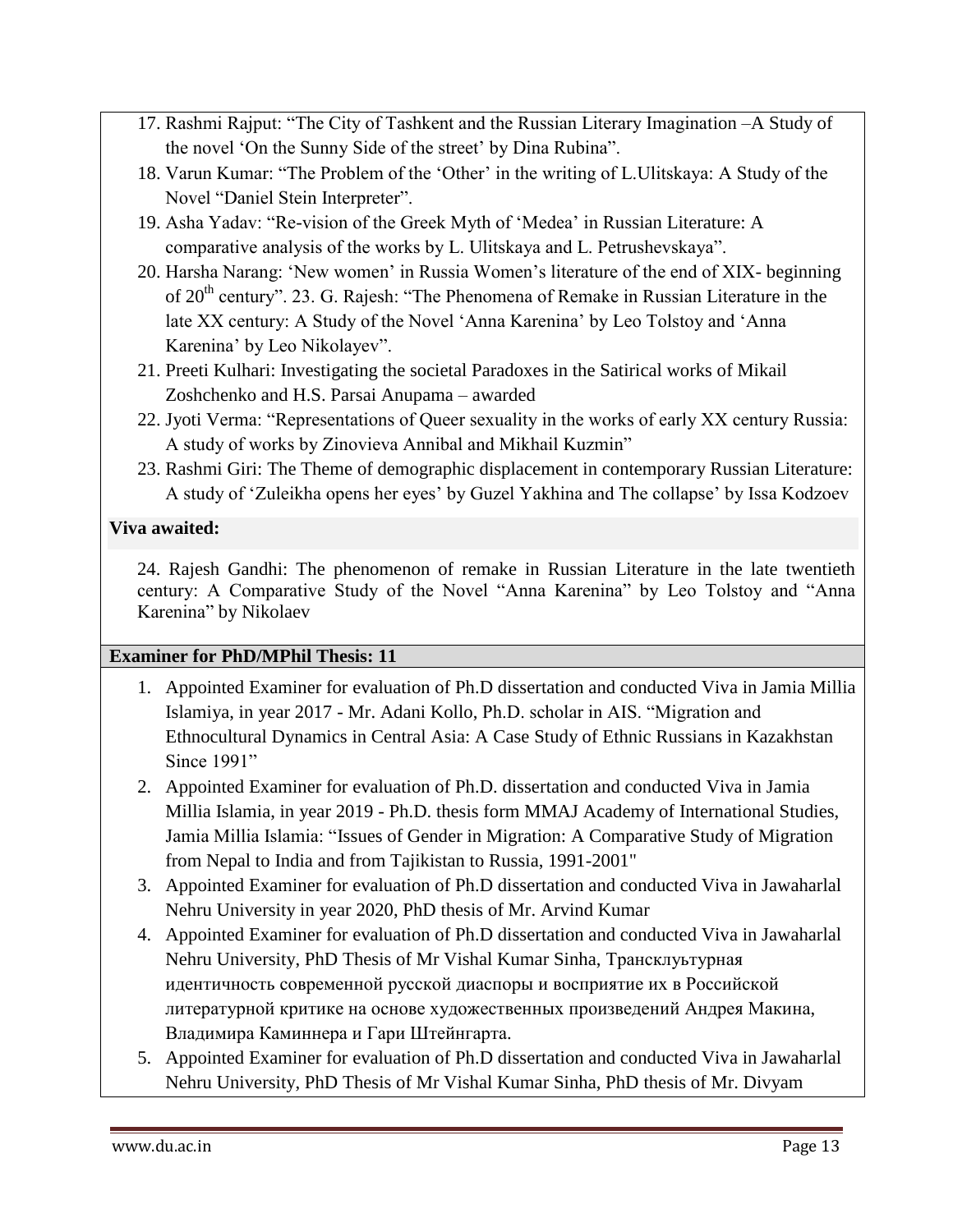17. Rashmi Rajput: "The City of Tashkent and the Russian Literary Imagination –A Study of the novel 'On the Sunny Side of the street' by Dina Rubina".
18. Varun Kumar: "The Problem of the 'Other' in the writing of L.Ulitskaya: A Study of the Novel "Daniel Stein Interpreter".
19. Asha Yadav: "Re-vision of the Greek Myth of 'Medea' in Russian Literature: A comparative analysis of the works by L. Ulitskaya and L. Petrushevskaya".
20. Harsha Narang: 'New women' in Russia Women's literature of the end of XIX- beginning of 20th century". 23. G. Rajesh: "The Phenomena of Remake in Russian Literature in the late XX century: A Study of the Novel 'Anna Karenina' by Leo Tolstoy and 'Anna Karenina' by Leo Nikolayev".
21. Preeti Kulhari: Investigating the societal Paradoxes in the Satirical works of Mikail Zoshchenko and H.S. Parsai Anupama – awarded
22. Jyoti Verma: "Representations of Queer sexuality in the works of early XX century Russia: A study of works by Zinovieva Annibal and Mikhail Kuzmin"
23. Rashmi Giri: The Theme of demographic displacement in contemporary Russian Literature: A study of 'Zuleikha opens her eyes' by Guzel Yakhina and The collapse' by Issa Kodzoev

**Viva awaited:**

24. Rajesh Gandhi: The phenomenon of remake in Russian Literature in the late twentieth century: A Comparative Study of the Novel "Anna Karenina" by Leo Tolstoy and "Anna Karenina" by Nikolaev

**Examiner for PhD/MPhil Thesis: 11**

1. Appointed Examiner for evaluation of Ph.D dissertation and conducted Viva in Jamia Millia Islamiya, in year 2017 - Mr. Adani Kollo, Ph.D. scholar in AIS. "Migration and Ethnocultural Dynamics in Central Asia: A Case Study of Ethnic Russians in Kazakhstan Since 1991"
2. Appointed Examiner for evaluation of Ph.D. dissertation and conducted Viva in Jamia Millia Islamia, in year 2019 - Ph.D. thesis form MMAJ Academy of International Studies, Jamia Millia Islamia: "Issues of Gender in Migration: A Comparative Study of Migration from Nepal to India and from Tajikistan to Russia, 1991-2001"
3. Appointed Examiner for evaluation of Ph.D dissertation and conducted Viva in Jawaharlal Nehru University in year 2020, PhD thesis of Mr. Arvind Kumar
4. Appointed Examiner for evaluation of Ph.D dissertation and conducted Viva in Jawaharlal Nehru University, PhD Thesis of Mr Vishal Kumar Sinha, Трансклуьтурная идентичность современной русской диаспоры и восприятие их в Российской литературной критике на основе художественных произведений Андрея Макина, Владимира Каминнера и Гари Штейнгарта.
5. Appointed Examiner for evaluation of Ph.D dissertation and conducted Viva in Jawaharlal Nehru University, PhD Thesis of Mr Vishal Kumar Sinha, PhD thesis of Mr. Divyam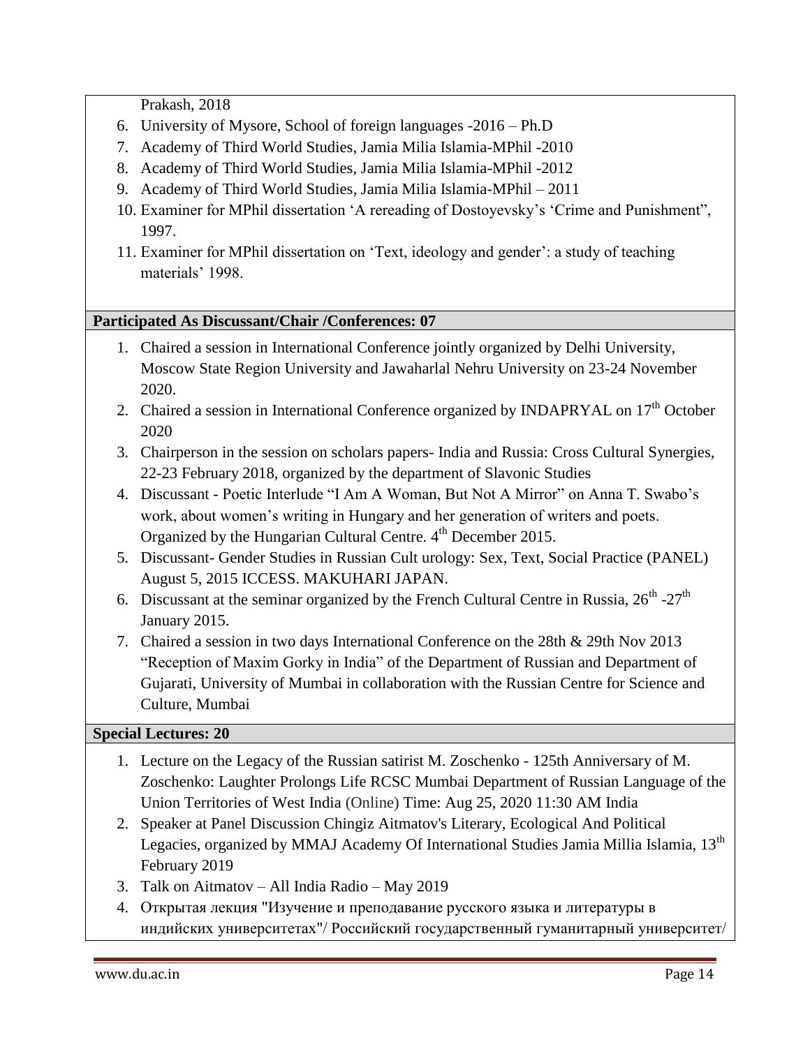Prakash, 2018

6. University of Mysore, School of foreign languages -2016 – Ph.D
7. Academy of Third World Studies, Jamia Milia Islamia-MPhil -2010
8. Academy of Third World Studies, Jamia Milia Islamia-MPhil -2012
9. Academy of Third World Studies, Jamia Milia Islamia-MPhil – 2011
10. Examiner for MPhil dissertation 'A rereading of Dostoyevsky's 'Crime and Punishment", 1997.
11. Examiner for MPhil dissertation on 'Text, ideology and gender': a study of teaching materials' 1998.

**Participated As Discussant/Chair /Conferences: 07**

1. Chaired a session in International Conference jointly organized by Delhi University, Moscow State Region University and Jawaharlal Nehru University on 23-24 November 2020.
2. Chaired a session in International Conference organized by INDAPRYAL on 17th October 2020
3. Chairperson in the session on scholars papers- India and Russia: Cross Cultural Synergies, 22-23 February 2018, organized by the department of Slavonic Studies
4. Discussant - Poetic Interlude "I Am A Woman, But Not A Mirror" on Anna T. Swabo's work, about women's writing in Hungary and her generation of writers and poets. Organized by the Hungarian Cultural Centre. 4th December 2015.
5. Discussant- Gender Studies in Russian Cult urology: Sex, Text, Social Practice (PANEL) August 5, 2015 ICCESS. MAKUHARI JAPAN.
6. Discussant at the seminar organized by the French Cultural Centre in Russia, 26th -27th January 2015.
7. Chaired a session in two days International Conference on the 28th & 29th Nov 2013 "Reception of Maxim Gorky in India" of the Department of Russian and Department of Gujarati, University of Mumbai in collaboration with the Russian Centre for Science and Culture, Mumbai

**Special Lectures: 20**

1. Lecture on the Legacy of the Russian satirist M. Zoschenko - 125th Anniversary of M. Zoschenko: Laughter Prolongs Life RCSC Mumbai Department of Russian Language of the Union Territories of West India (Online) Time: Aug 25, 2020 11:30 AM India
2. Speaker at Panel Discussion Chingiz Aitmatov's Literary, Ecological And Political Legacies, organized by MMAJ Academy Of International Studies Jamia Millia Islamia, 13th February 2019
3. Talk on Aitmatov – All India Radio – May 2019
4. Открытая лекция "Изучение и преподавание русского языка и литературы в индийских университетах"/ Российский государственный гуманитарный университет/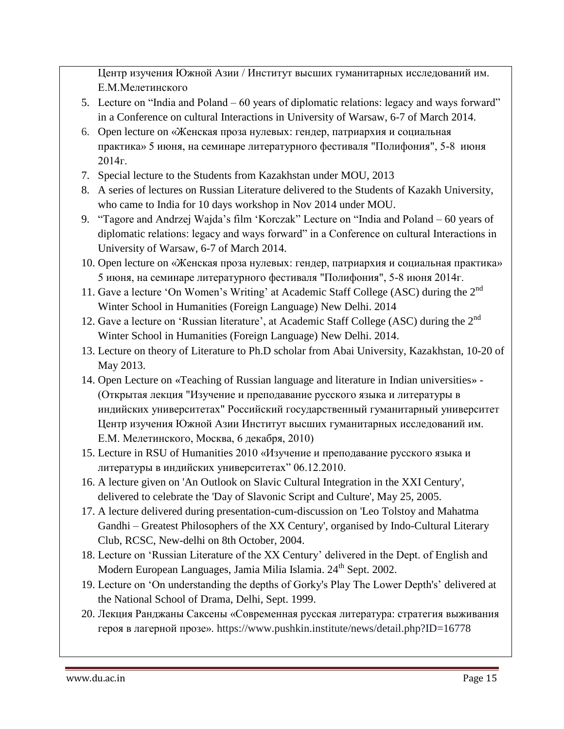Центр изучения Южной Азии / Институт высших гуманитарных исследований им. Е.М.Мелетинского

5. Lecture on "India and Poland – 60 years of diplomatic relations: legacy and ways forward" in a Conference on cultural Interactions in University of Warsaw, 6-7 of March 2014.
6. Open lecture on «Женская проза нулевых: гендер, патриархия и социальная практика» 5 июня, на семинаре литературного фестиваля "Полифония", 5-8 июня 2014г.
7. Special lecture to the Students from Kazakhstan under MOU, 2013
8. A series of lectures on Russian Literature delivered to the Students of Kazakh University, who came to India for 10 days workshop in Nov 2014 under MOU.
9. "Tagore and Andrzej Wajda's film 'Korczak" Lecture on "India and Poland – 60 years of diplomatic relations: legacy and ways forward" in a Conference on cultural Interactions in University of Warsaw, 6-7 of March 2014.
10. Open lecture on «Женская проза нулевых: гендер, патриархия и социальная практика» 5 июня, на семинаре литературного фестиваля "Полифония", 5-8 июня 2014г.
11. Gave a lecture 'On Women's Writing' at Academic Staff College (ASC) during the 2nd Winter School in Humanities (Foreign Language) New Delhi. 2014
12. Gave a lecture on 'Russian literature', at Academic Staff College (ASC) during the 2nd Winter School in Humanities (Foreign Language) New Delhi. 2014.
13. Lecture on theory of Literature to Ph.D scholar from Abai University, Kazakhstan, 10-20 of May 2013.
14. Open Lecture on «Teaching of Russian language and literature in Indian universities» - (Открытая лекция "Изучение и преподавание русского языка и литературы в индийских университетах" Российский государственный гуманитарный университет Центр изучения Южной Азии Институт высших гуманитарных исследований им. Е.М. Мелетинского, Москва, 6 декабря, 2010)
15. Lecture in RSU of Humanities 2010 «Изучение и преподавание русского языка и литературы в индийских университетах" 06.12.2010.
16. A lecture given on 'An Outlook on Slavic Cultural Integration in the XXI Century', delivered to celebrate the 'Day of Slavonic Script and Culture', May 25, 2005.
17. A lecture delivered during presentation-cum-discussion on 'Leo Tolstoy and Mahatma Gandhi – Greatest Philosophers of the XX Century', organised by Indo-Cultural Literary Club, RCSC, New-delhi on 8th October, 2004.
18. Lecture on 'Russian Literature of the XX Century' delivered in the Dept. of English and Modern European Languages, Jamia Milia Islamia. 24th Sept. 2002.
19. Lecture on 'On understanding the depths of Gorky's Play The Lower Depth's' delivered at the National School of Drama, Delhi, Sept. 1999.
20. Лекция Ранджаны Саксены «Современная русская литература: стратегия выживания героя в лагерной прозе». https://www.pushkin.institute/news/detail.php?ID=16778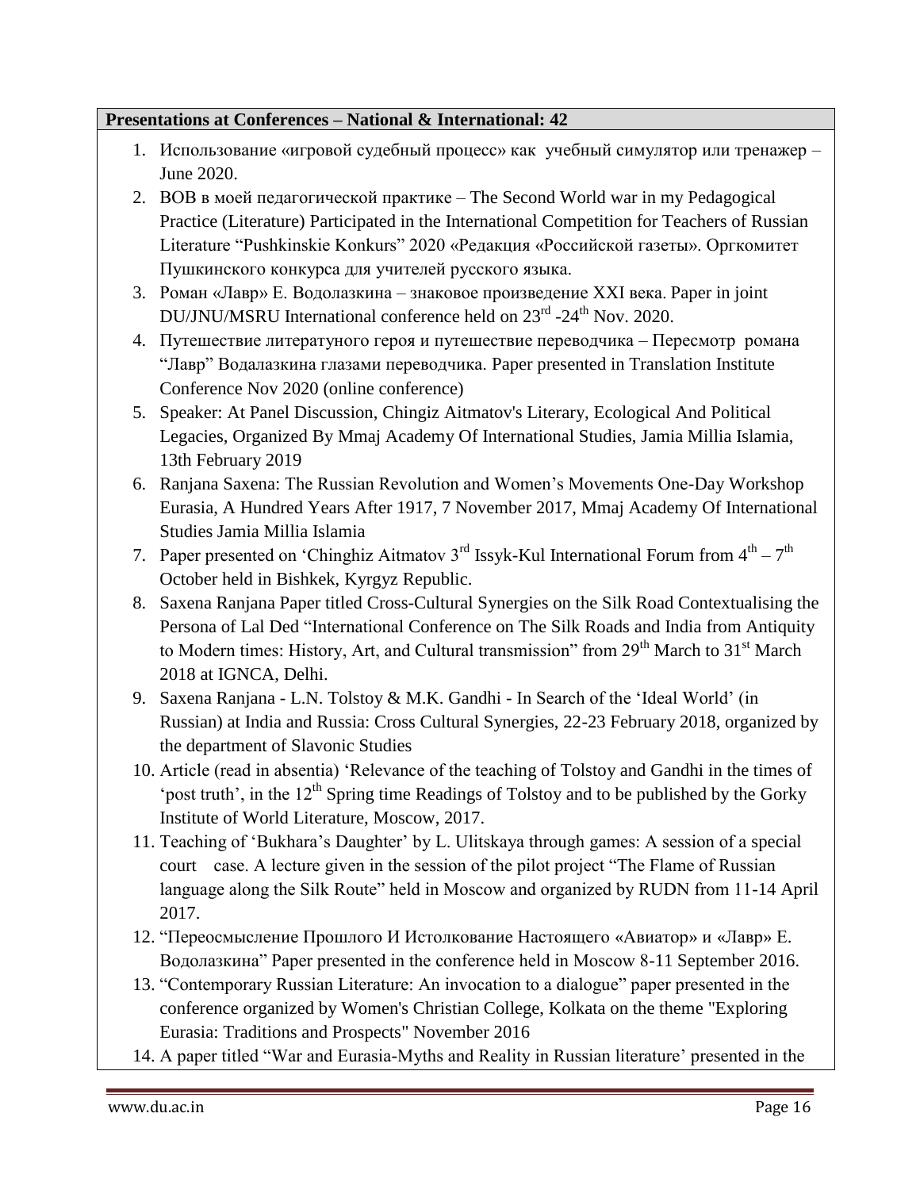**Presentations at Conferences – National & International: 42**

1. Использование «игровой судебный процесс» как учебный симулятор или тренажер – June 2020.
2. ВОВ в моей педагогической практике – The Second World war in my Pedagogical Practice (Literature) Participated in the International Competition for Teachers of Russian Literature “Pushkinskie Konkurs” 2020 «Редакция «Российской газеты». Оргкомитет Пушкинского конкурса для учителей русского языка.
3. Роман «Лавр» Е. Водолазкина – знаковое произведение XXI века. Paper in joint DU/JNU/MSRU International conference held on 23rd -24th Nov. 2020.
4. Путешествие литературного героя и путешествие переводчика – Пересмотр романа “Лавр” Водалазкина глазами переводчика. Paper presented in Translation Institute Conference Nov 2020 (online conference)
5. Speaker: At Panel Discussion, Chingiz Aitmatov's Literary, Ecological And Political Legacies, Organized By Mmaj Academy Of International Studies, Jamia Millia Islamia, 13th February 2019
6. Ranjana Saxena: The Russian Revolution and Women’s Movements One-Day Workshop Eurasia, A Hundred Years After 1917, 7 November 2017, Mmaj Academy Of International Studies Jamia Millia Islamia
7. Paper presented on ‘Chinghiz Aitmatov 3rd Issyk-Kul International Forum from 4th – 7th October held in Bishkek, Kyrgyz Republic.
8. Saxena Ranjana Paper titled Cross-Cultural Synergies on the Silk Road Contextualising the Persona of Lal Ded “International Conference on The Silk Roads and India from Antiquity to Modern times: History, Art, and Cultural transmission” from 29th March to 31st March 2018 at IGNCA, Delhi.
9. Saxena Ranjana - L.N. Tolstoy & M.K. Gandhi - In Search of the ‘Ideal World’ (in Russian) at India and Russia: Cross Cultural Synergies, 22-23 February 2018, organized by the department of Slavonic Studies
10. Article (read in absentia) ‘Relevance of the teaching of Tolstoy and Gandhi in the times of ‘post truth’, in the 12th Spring time Readings of Tolstoy and to be published by the Gorky Institute of World Literature, Moscow, 2017.
11. Teaching of ‘Bukhara’s Daughter’ by L. Ulitskaya through games: A session of a special court case. A lecture given in the session of the pilot project “The Flame of Russian language along the Silk Route” held in Moscow and organized by RUDN from 11-14 April 2017.
12. “Переосмысление Прошлого И Истолкование Настоящего «Авиатор» и «Лавр» Е. Водолазкина” Paper presented in the conference held in Moscow 8-11 September 2016.
13. “Contemporary Russian Literature: An invocation to a dialogue” paper presented in the conference organized by Women's Christian College, Kolkata on the theme "Exploring Eurasia: Traditions and Prospects" November 2016
14. A paper titled “War and Eurasia-Myths and Reality in Russian literature’ presented in the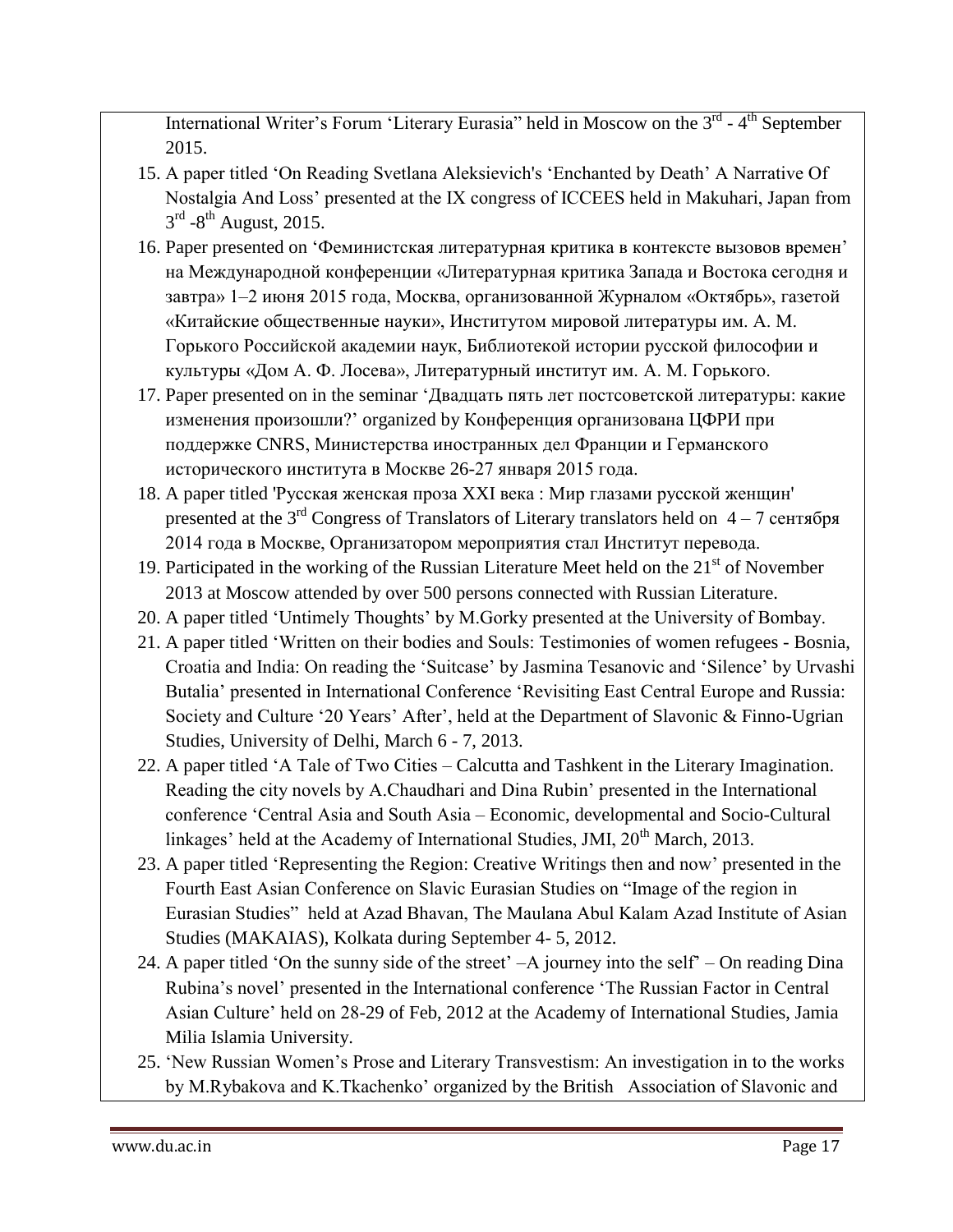International Writer's Forum 'Literary Eurasia" held in Moscow on the 3rd - 4th September 2015.

15. A paper titled 'On Reading Svetlana Aleksievich's 'Enchanted by Death' A Narrative Of Nostalgia And Loss' presented at the IX congress of ICCEES held in Makuhari, Japan from 3rd -8th August, 2015.
16. Paper presented on 'Феминистская литературная критика в контексте вызовов времен' на Международной конференции «Литературная критика Запада и Востока сегодня и завтра» 1–2 июня 2015 года, Москва, организованной Журналом «Октябрь», газетой «Китайские общественные науки», Институтом мировой литературы им. А. М. Горького Российской академии наук, Библиотекой истории русской философии и культуры «Дом А. Ф. Лосева», Литературный институт им. А. М. Горького.
17. Paper presented on in the seminar 'Двадцать пять лет постсоветской литературы: какие изменения произошли?' organized by Конференция организована ЦФРИ при поддержке CNRS, Министерства иностранных дел Франции и Германского исторического института в Москве 26-27 января 2015 года.
18. A paper titled 'Русская женская проза XXI века : Мир глазами русской женщин' presented at the 3rd Congress of Translators of Literary translators held on 4 – 7 сентября 2014 года в Москве, Организатором мероприятия стал Институт перевода.
19. Participated in the working of the Russian Literature Meet held on the 21st of November 2013 at Moscow attended by over 500 persons connected with Russian Literature.
20. A paper titled 'Untimely Thoughts' by M.Gorky presented at the University of Bombay.
21. A paper titled 'Written on their bodies and Souls: Testimonies of women refugees - Bosnia, Croatia and India: On reading the 'Suitcase' by Jasmina Tesanovic and 'Silence' by Urvashi Butalia' presented in International Conference 'Revisiting East Central Europe and Russia: Society and Culture '20 Years' After', held at the Department of Slavonic & Finno-Ugrian Studies, University of Delhi, March 6 - 7, 2013.
22. A paper titled 'A Tale of Two Cities – Calcutta and Tashkent in the Literary Imagination. Reading the city novels by A.Chaudhari and Dina Rubin' presented in the International conference 'Central Asia and South Asia – Economic, developmental and Socio-Cultural linkages' held at the Academy of International Studies, JMI, 20th March, 2013.
23. A paper titled 'Representing the Region: Creative Writings then and now' presented in the Fourth East Asian Conference on Slavic Eurasian Studies on "Image of the region in Eurasian Studies" held at Azad Bhavan, The Maulana Abul Kalam Azad Institute of Asian Studies (MAKAIAS), Kolkata during September 4- 5, 2012.
24. A paper titled 'On the sunny side of the street' –A journey into the self' – On reading Dina Rubina's novel' presented in the International conference 'The Russian Factor in Central Asian Culture' held on 28-29 of Feb, 2012 at the Academy of International Studies, Jamia Milia Islamia University.
25. 'New Russian Women's Prose and Literary Transvestism: An investigation in to the works by M.Rybakova and K.Tkachenko' organized by the British Association of Slavonic and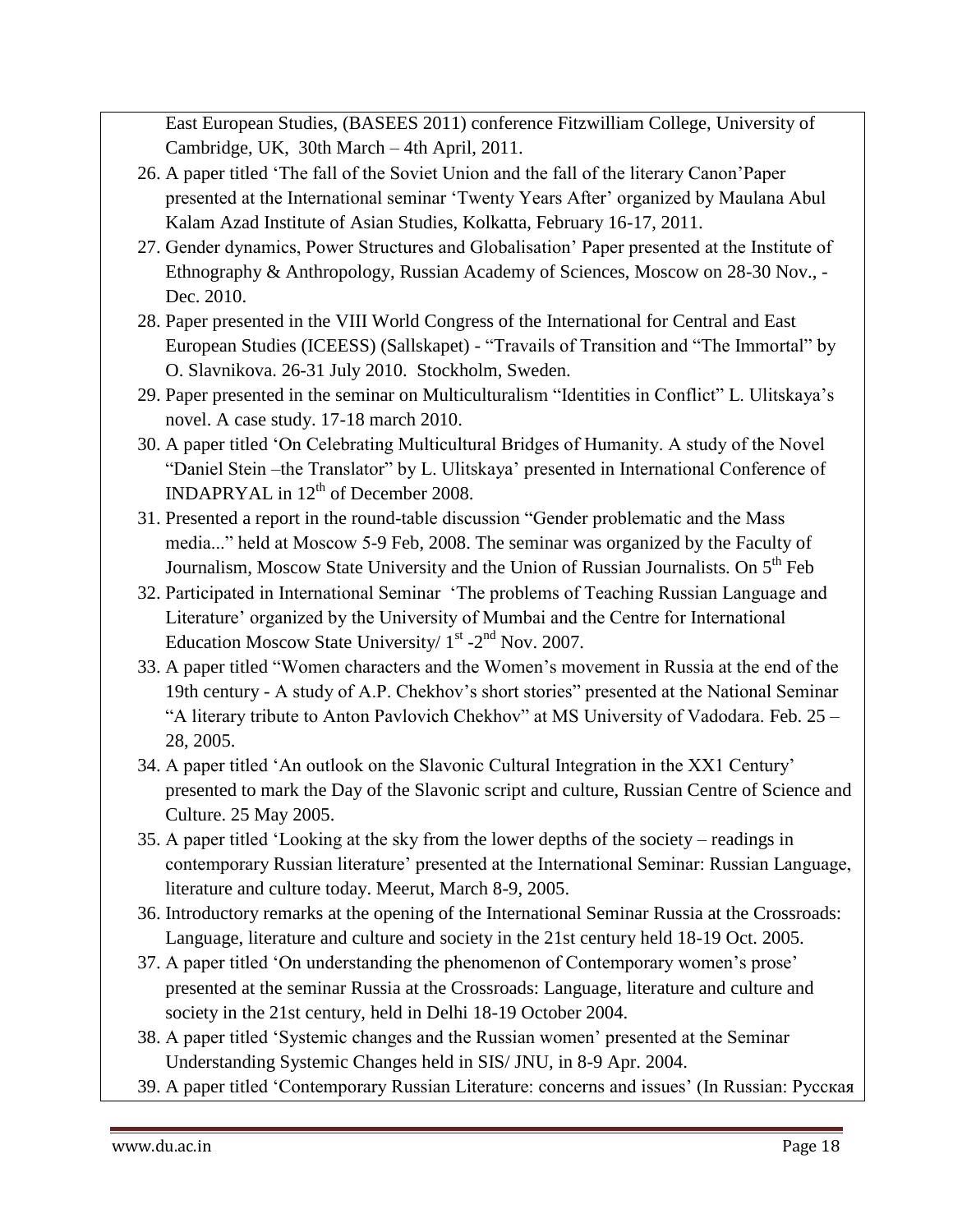East European Studies, (BASEES 2011) conference Fitzwilliam College, University of Cambridge, UK, 30th March – 4th April, 2011.

26. A paper titled 'The fall of the Soviet Union and the fall of the literary Canon'Paper presented at the International seminar 'Twenty Years After' organized by Maulana Abul Kalam Azad Institute of Asian Studies, Kolkatta, February 16-17, 2011.
27. Gender dynamics, Power Structures and Globalisation' Paper presented at the Institute of Ethnography & Anthropology, Russian Academy of Sciences, Moscow on 28-30 Nov., - Dec. 2010.
28. Paper presented in the VIII World Congress of the International for Central and East European Studies (ICEESS) (Sallskapet) - "Travails of Transition and "The Immortal" by O. Slavnikova. 26-31 July 2010. Stockholm, Sweden.
29. Paper presented in the seminar on Multiculturalism "Identities in Conflict" L. Ulitskaya's novel. A case study. 17-18 march 2010.
30. A paper titled 'On Celebrating Multicultural Bridges of Humanity. A study of the Novel "Daniel Stein –the Translator" by L. Ulitskaya' presented in International Conference of INDAPRYAL in 12th of December 2008.
31. Presented a report in the round-table discussion "Gender problematic and the Mass media..." held at Moscow 5-9 Feb, 2008. The seminar was organized by the Faculty of Journalism, Moscow State University and the Union of Russian Journalists. On 5th Feb
32. Participated in International Seminar 'The problems of Teaching Russian Language and Literature' organized by the University of Mumbai and the Centre for International Education Moscow State University/ 1st -2nd Nov. 2007.
33. A paper titled "Women characters and the Women's movement in Russia at the end of the 19th century - A study of A.P. Chekhov's short stories" presented at the National Seminar "A literary tribute to Anton Pavlovich Chekhov" at MS University of Vadodara. Feb. 25 – 28, 2005.
34. A paper titled 'An outlook on the Slavonic Cultural Integration in the XX1 Century' presented to mark the Day of the Slavonic script and culture, Russian Centre of Science and Culture. 25 May 2005.
35. A paper titled 'Looking at the sky from the lower depths of the society – readings in contemporary Russian literature' presented at the International Seminar: Russian Language, literature and culture today. Meerut, March 8-9, 2005.
36. Introductory remarks at the opening of the International Seminar Russia at the Crossroads: Language, literature and culture and society in the 21st century held 18-19 Oct. 2005.
37. A paper titled 'On understanding the phenomenon of Contemporary women's prose' presented at the seminar Russia at the Crossroads: Language, literature and culture and society in the 21st century, held in Delhi 18-19 October 2004.
38. A paper titled 'Systemic changes and the Russian women' presented at the Seminar Understanding Systemic Changes held in SIS/ JNU, in 8-9 Apr. 2004.
39. A paper titled 'Contemporary Russian Literature: concerns and issues' (In Russian: Русская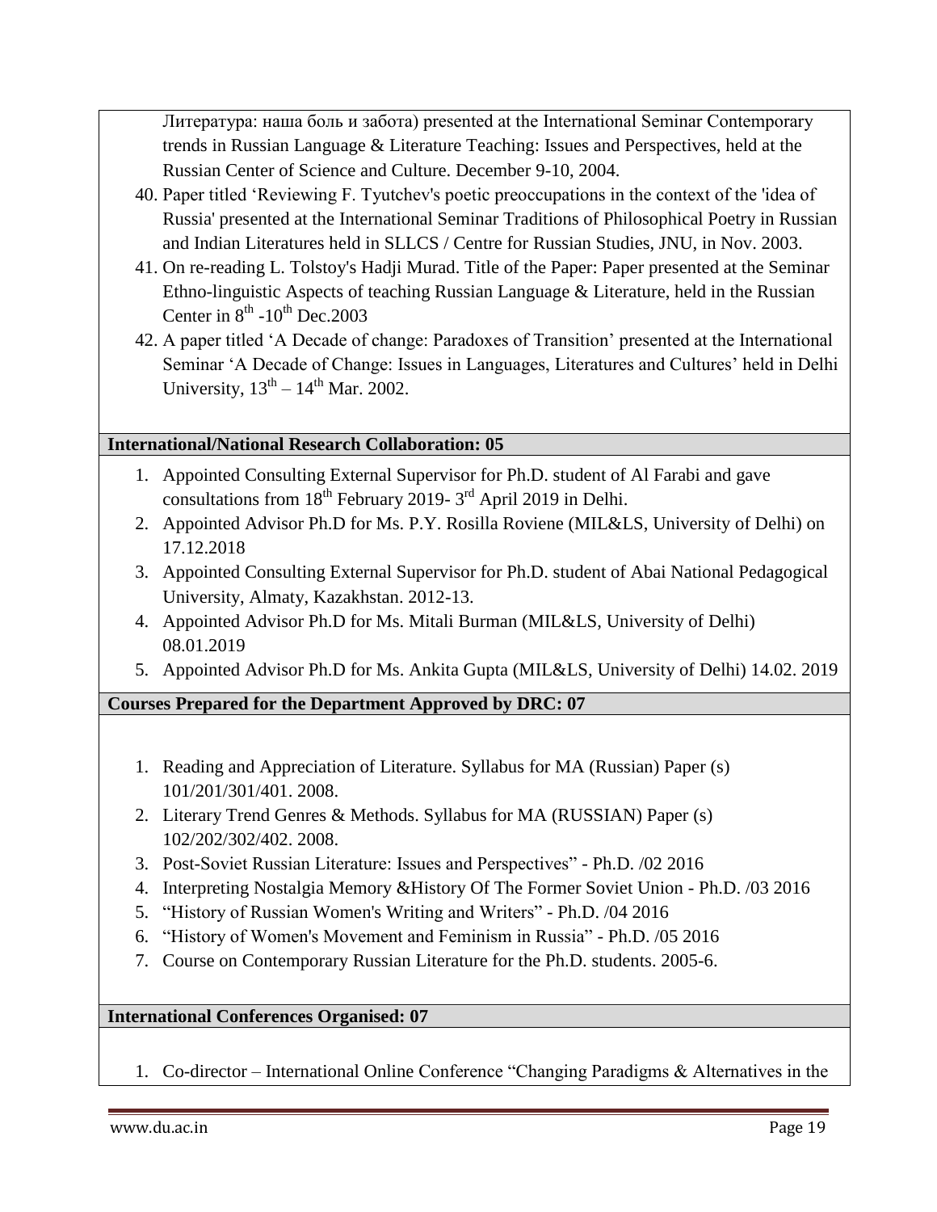Литература: наша боль и забота) presented at the International Seminar Contemporary trends in Russian Language & Literature Teaching: Issues and Perspectives, held at the Russian Center of Science and Culture. December 9-10, 2004.

40. Paper titled 'Reviewing F. Tyutchev's poetic preoccupations in the context of the 'idea of Russia' presented at the International Seminar Traditions of Philosophical Poetry in Russian and Indian Literatures held in SLLCS / Centre for Russian Studies, JNU, in Nov. 2003.
41. On re-reading L. Tolstoy's Hadji Murad. Title of the Paper: Paper presented at the Seminar Ethno-linguistic Aspects of teaching Russian Language & Literature, held in the Russian Center in 8th -10th Dec.2003
42. A paper titled 'A Decade of change: Paradoxes of Transition' presented at the International Seminar 'A Decade of Change: Issues in Languages, Literatures and Cultures' held in Delhi University, 13th – 14th Mar. 2002.

**International/National Research Collaboration: 05**

1. Appointed Consulting External Supervisor for Ph.D. student of Al Farabi and gave consultations from 18th February 2019- 3rd April 2019 in Delhi.
2. Appointed Advisor Ph.D for Ms. P.Y. Rosilla Roviene (MIL&LS, University of Delhi) on 17.12.2018
3. Appointed Consulting External Supervisor for Ph.D. student of Abai National Pedagogical University, Almaty, Kazakhstan. 2012-13.
4. Appointed Advisor Ph.D for Ms. Mitali Burman (MIL&LS, University of Delhi) 08.01.2019
5. Appointed Advisor Ph.D for Ms. Ankita Gupta (MIL&LS, University of Delhi) 14.02. 2019

**Courses Prepared for the Department Approved by DRC: 07**

1. Reading and Appreciation of Literature. Syllabus for MA (Russian) Paper (s) 101/201/301/401. 2008.
2. Literary Trend Genres & Methods. Syllabus for MA (RUSSIAN) Paper (s) 102/202/302/402. 2008.
3. Post-Soviet Russian Literature: Issues and Perspectives" - Ph.D. /02 2016
4. Interpreting Nostalgia Memory &History Of The Former Soviet Union - Ph.D. /03 2016
5. "History of Russian Women's Writing and Writers" - Ph.D. /04 2016
6. "History of Women's Movement and Feminism in Russia" - Ph.D. /05 2016
7. Course on Contemporary Russian Literature for the Ph.D. students. 2005-6.

**International Conferences Organised: 07**

1. Co-director – International Online Conference "Changing Paradigms & Alternatives in the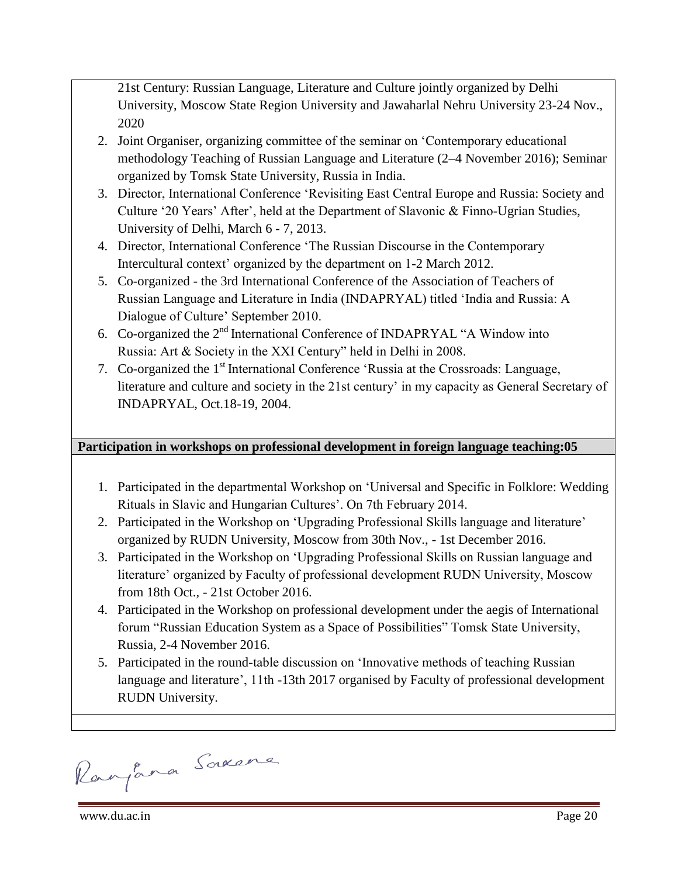21st Century: Russian Language, Literature and Culture jointly organized by Delhi University, Moscow State Region University and Jawaharlal Nehru University 23-24 Nov., 2020

2. Joint Organiser, organizing committee of the seminar on 'Contemporary educational methodology Teaching of Russian Language and Literature (2–4 November 2016); Seminar organized by Tomsk State University, Russia in India.
3. Director, International Conference 'Revisiting East Central Europe and Russia: Society and Culture '20 Years' After', held at the Department of Slavonic & Finno-Ugrian Studies, University of Delhi, March 6 - 7, 2013.
4. Director, International Conference 'The Russian Discourse in the Contemporary Intercultural context' organized by the department on 1-2 March 2012.
5. Co-organized - the 3rd International Conference of the Association of Teachers of Russian Language and Literature in India (INDAPRYAL) titled 'India and Russia: A Dialogue of Culture' September 2010.
6. Co-organized the 2nd International Conference of INDAPRYAL "A Window into Russia: Art & Society in the XXI Century" held in Delhi in 2008.
7. Co-organized the 1st International Conference 'Russia at the Crossroads: Language, literature and culture and society in the 21st century' in my capacity as General Secretary of INDAPRYAL, Oct.18-19, 2004.

**Participation in workshops on professional development in foreign language teaching:05**

1. Participated in the departmental Workshop on 'Universal and Specific in Folklore: Wedding Rituals in Slavic and Hungarian Cultures'. On 7th February 2014.
2. Participated in the Workshop on 'Upgrading Professional Skills language and literature' organized by RUDN University, Moscow from 30th Nov., - 1st December 2016.
3. Participated in the Workshop on 'Upgrading Professional Skills on Russian language and literature' organized by Faculty of professional development RUDN University, Moscow from 18th Oct., - 21st October 2016.
4. Participated in the Workshop on professional development under the aegis of International forum "Russian Education System as a Space of Possibilities" Tomsk State University, Russia, 2-4 November 2016.
5. Participated in the round-table discussion on 'Innovative methods of teaching Russian language and literature', 11th -13th 2017 organised by Faculty of professional development RUDN University.

Ranjana Saxena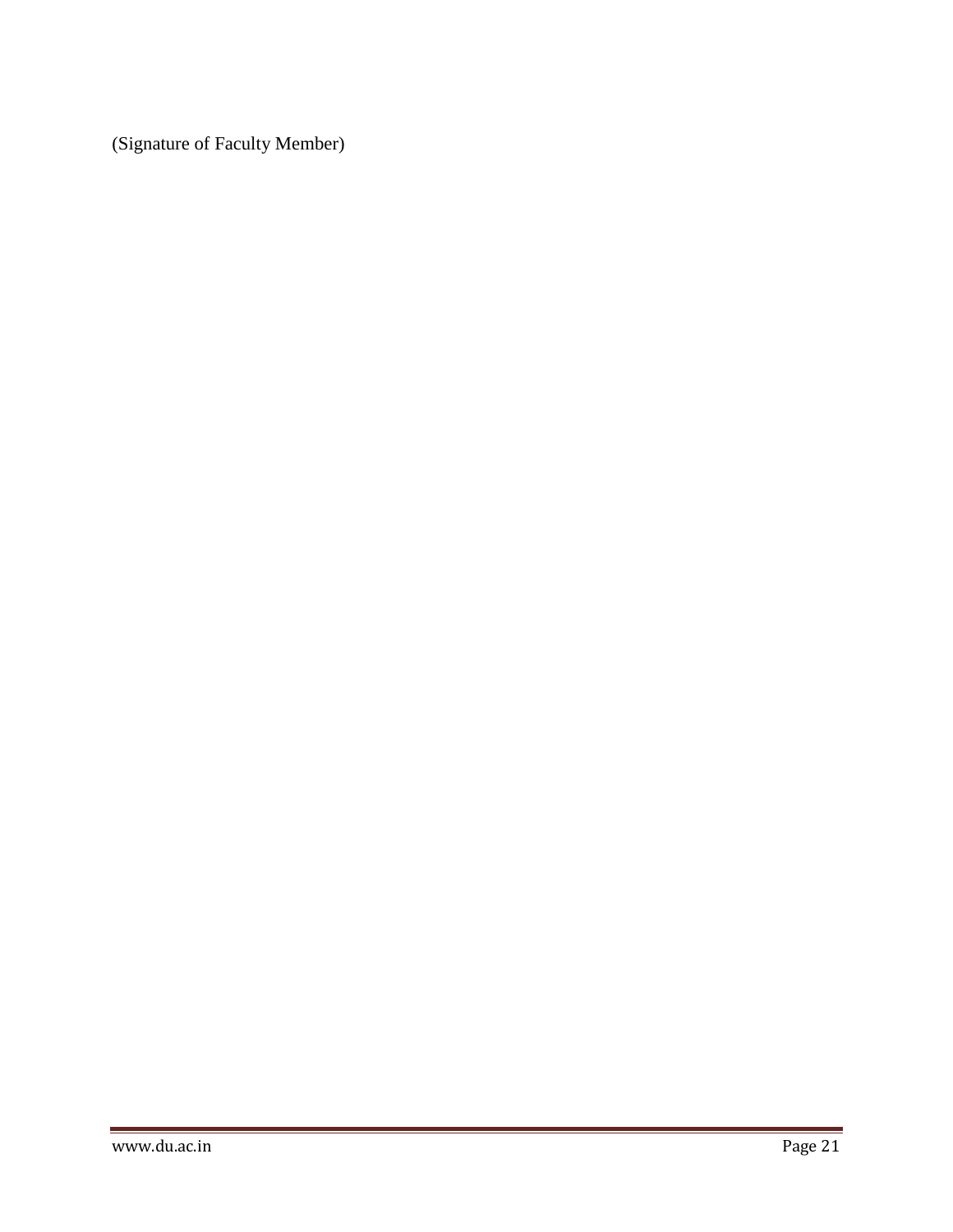(Signature of Faculty Member)